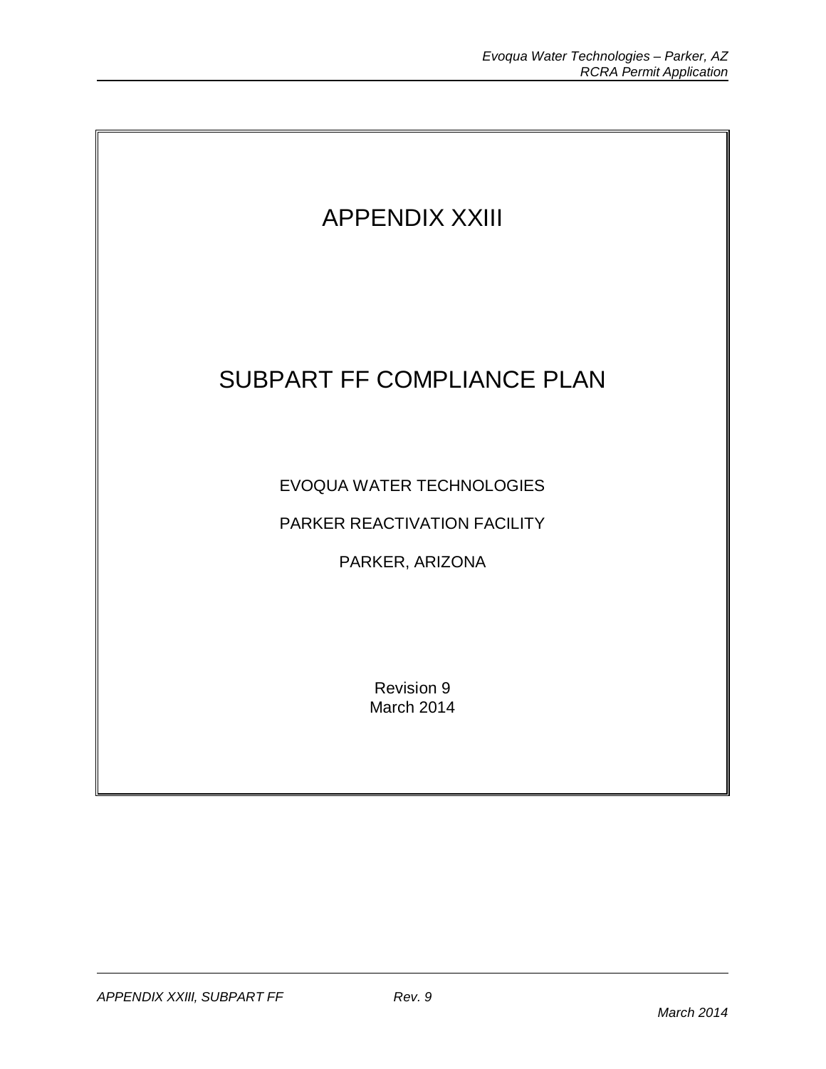# APPENDIX XXIII

# SUBPART FF COMPLIANCE PLAN

EVOQUA WATER TECHNOLOGIES

PARKER REACTIVATION FACILITY

PARKER, ARIZONA

Revision 9
March 2014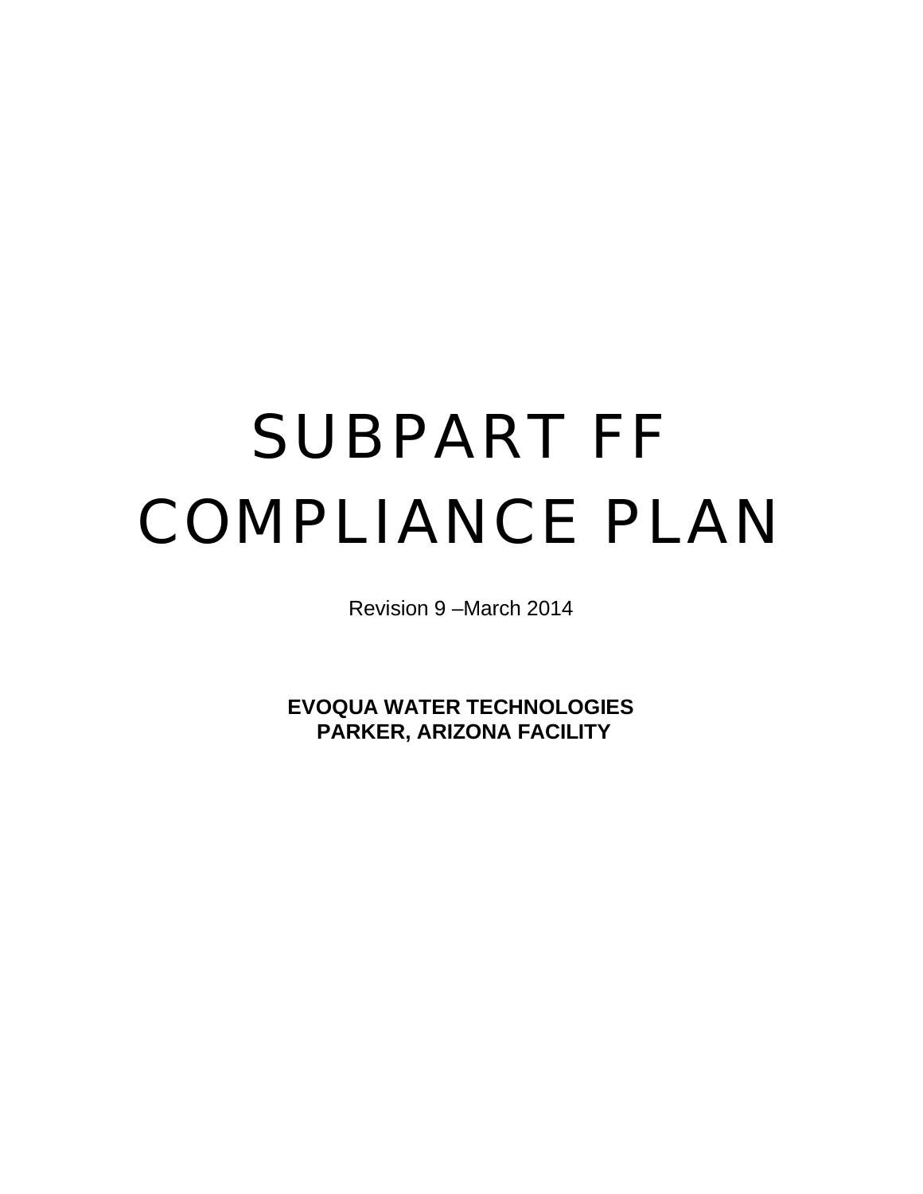# SUBPART FF COMPLIANCE PLAN

Revision 9 –March 2014

**EVOQUA WATER TECHNOLOGIES**
**PARKER, ARIZONA FACILITY**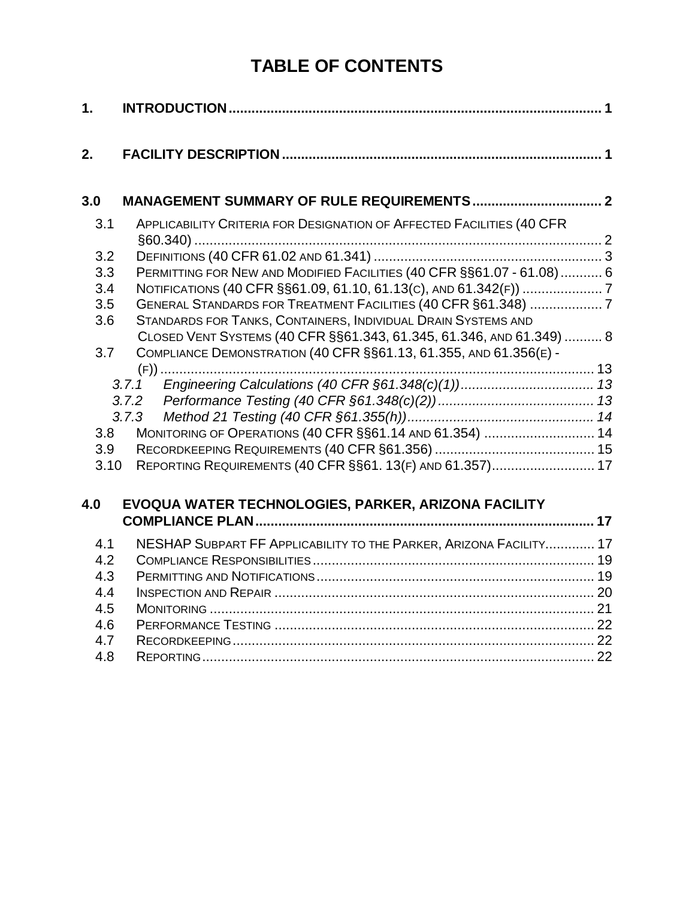# TABLE OF CONTENTS

**1. INTRODUCTION** ..... 1

**2. FACILITY DESCRIPTION** ..... 1

**3.0 MANAGEMENT SUMMARY OF RULE REQUIREMENTS** ..... 2

- 3.1 Applicability Criteria for Designation of Affected Facilities (40 CFR §60.340) ..... 2
- 3.2 Definitions (40 CFR 61.02 and 61.341) ..... 3
- 3.3 Permitting for New and Modified Facilities (40 CFR §§61.07 - 61.08) ..... 6
- 3.4 Notifications (40 CFR §§61.09, 61.10, 61.13(c), and 61.342(f)) ..... 7
- 3.5 General Standards for Treatment Facilities (40 CFR §61.348) ..... 7
- 3.6 Standards for Tanks, Containers, Individual Drain Systems and Closed Vent Systems (40 CFR §§61.343, 61.345, 61.346, and 61.349) ..... 8
- 3.7 Compliance Demonstration (40 CFR §§61.13, 61.355, and 61.356(e) - (f)) ..... 13
  - *3.7.1 Engineering Calculations (40 CFR §61.348(c)(1))* ..... 13
  - *3.7.2 Performance Testing (40 CFR §61.348(c)(2))* ..... 13
  - *3.7.3 Method 21 Testing (40 CFR §61.355(h))* ..... 14
- 3.8 Monitoring of Operations (40 CFR §§61.14 and 61.354) ..... 14
- 3.9 Recordkeeping Requirements (40 CFR §61.356) ..... 15
- 3.10 Reporting Requirements (40 CFR §§61. 13(f) and 61.357) ..... 17

**4.0 EVOQUA WATER TECHNOLOGIES, PARKER, ARIZONA FACILITY COMPLIANCE PLAN** ..... 17

- 4.1 NESHAP Subpart FF Applicability to the Parker, Arizona Facility ..... 17
- 4.2 Compliance Responsibilities ..... 19
- 4.3 Permitting and Notifications ..... 19
- 4.4 Inspection and Repair ..... 20
- 4.5 Monitoring ..... 21
- 4.6 Performance Testing ..... 22
- 4.7 Recordkeeping ..... 22
- 4.8 Reporting ..... 22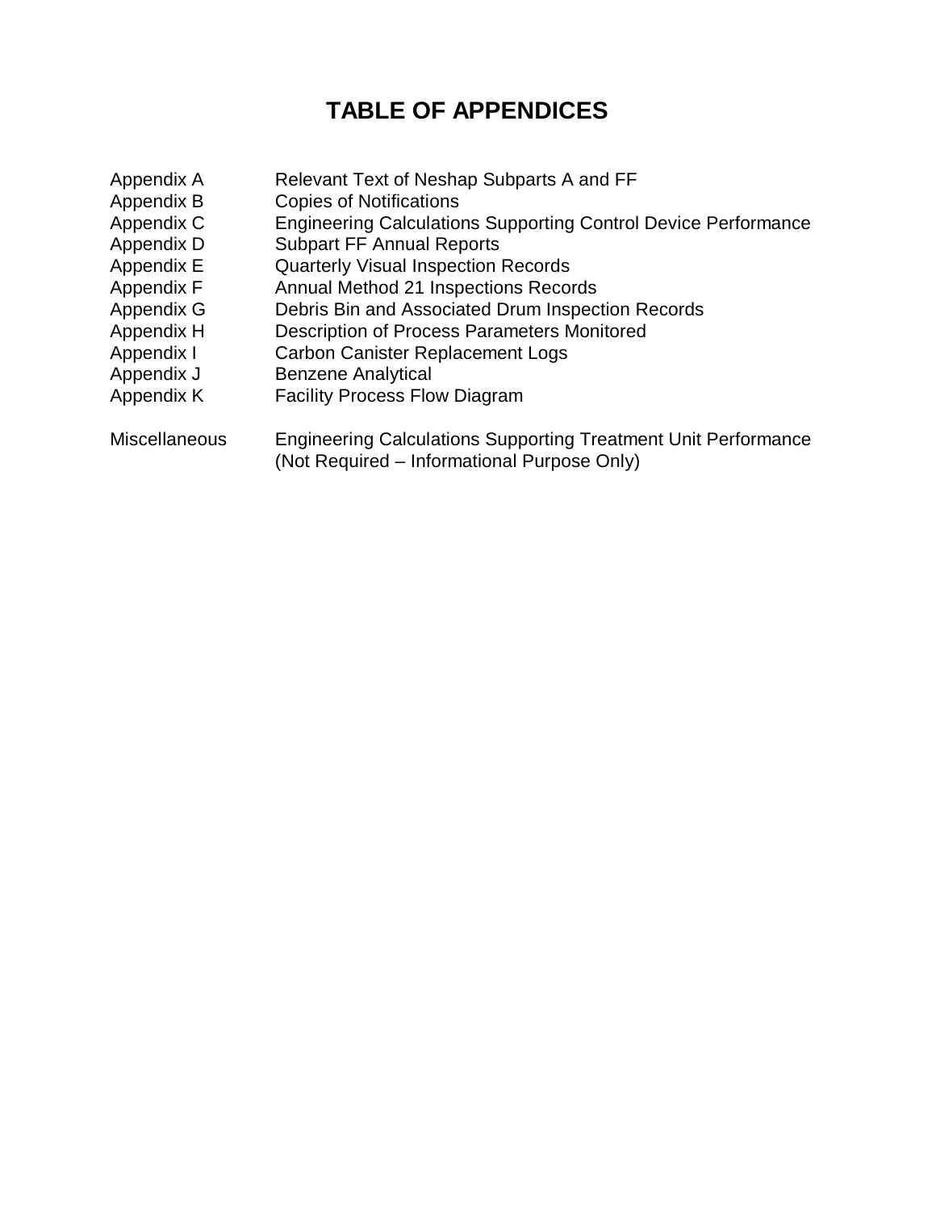# TABLE OF APPENDICES

| | |
|---|---|
| Appendix A | Relevant Text of Neshap Subparts A and FF |
| Appendix B | Copies of Notifications |
| Appendix C | Engineering Calculations Supporting Control Device Performance |
| Appendix D | Subpart FF Annual Reports |
| Appendix E | Quarterly Visual Inspection Records |
| Appendix F | Annual Method 21 Inspections Records |
| Appendix G | Debris Bin and Associated Drum Inspection Records |
| Appendix H | Description of Process Parameters Monitored |
| Appendix I | Carbon Canister Replacement Logs |
| Appendix J | Benzene Analytical |
| Appendix K | Facility Process Flow Diagram |
| Miscellaneous | Engineering Calculations Supporting Treatment Unit Performance (Not Required – Informational Purpose Only) |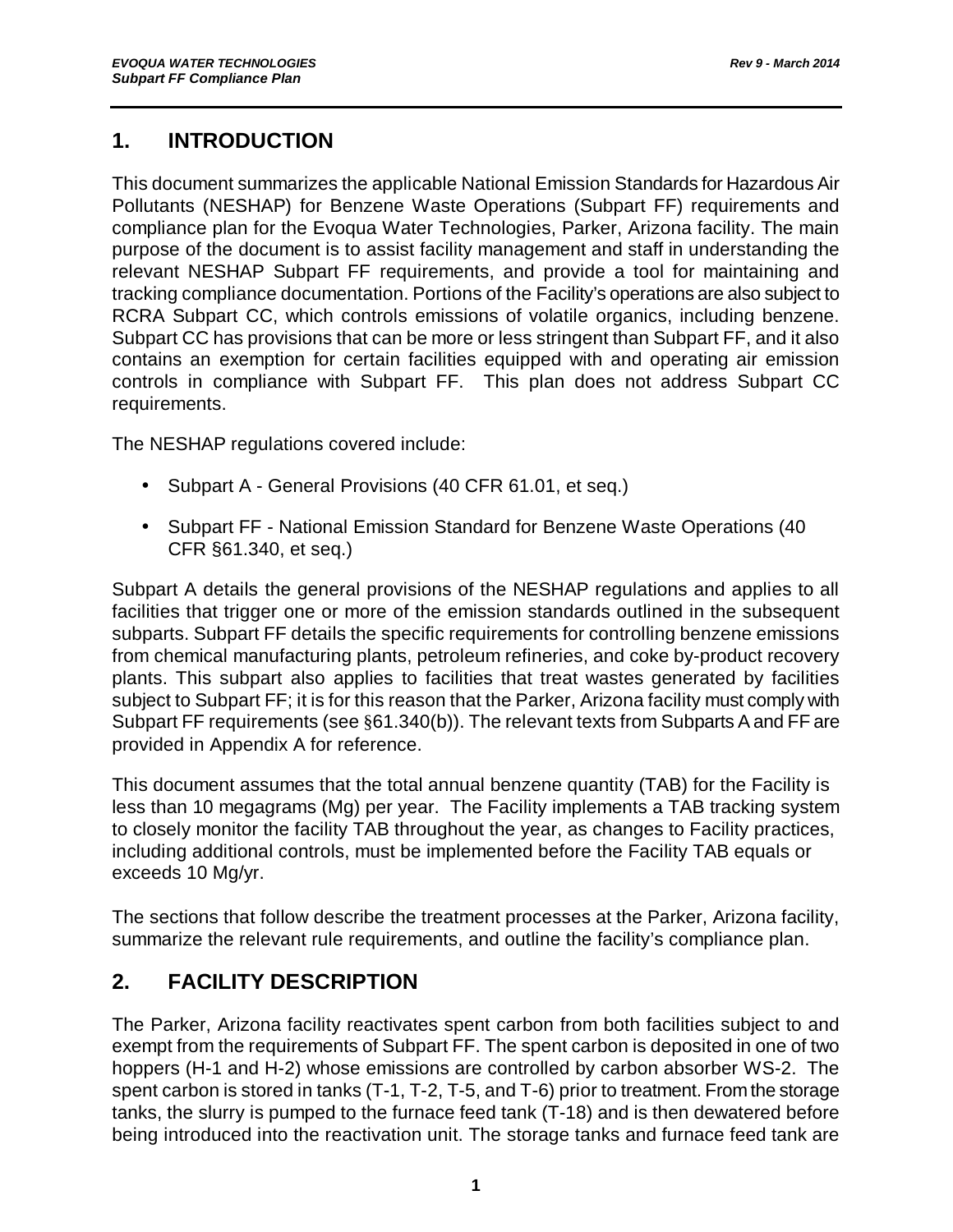## 1. INTRODUCTION

This document summarizes the applicable National Emission Standards for Hazardous Air Pollutants (NESHAP) for Benzene Waste Operations (Subpart FF) requirements and compliance plan for the Evoqua Water Technologies, Parker, Arizona facility. The main purpose of the document is to assist facility management and staff in understanding the relevant NESHAP Subpart FF requirements, and provide a tool for maintaining and tracking compliance documentation. Portions of the Facility's operations are also subject to RCRA Subpart CC, which controls emissions of volatile organics, including benzene. Subpart CC has provisions that can be more or less stringent than Subpart FF, and it also contains an exemption for certain facilities equipped with and operating air emission controls in compliance with Subpart FF. This plan does not address Subpart CC requirements.

The NESHAP regulations covered include:

- Subpart A - General Provisions (40 CFR 61.01, et seq.)
- Subpart FF - National Emission Standard for Benzene Waste Operations (40 CFR §61.340, et seq.)

Subpart A details the general provisions of the NESHAP regulations and applies to all facilities that trigger one or more of the emission standards outlined in the subsequent subparts. Subpart FF details the specific requirements for controlling benzene emissions from chemical manufacturing plants, petroleum refineries, and coke by-product recovery plants. This subpart also applies to facilities that treat wastes generated by facilities subject to Subpart FF; it is for this reason that the Parker, Arizona facility must comply with Subpart FF requirements (see §61.340(b)). The relevant texts from Subparts A and FF are provided in Appendix A for reference.

This document assumes that the total annual benzene quantity (TAB) for the Facility is less than 10 megagrams (Mg) per year. The Facility implements a TAB tracking system to closely monitor the facility TAB throughout the year, as changes to Facility practices, including additional controls, must be implemented before the Facility TAB equals or exceeds 10 Mg/yr.

The sections that follow describe the treatment processes at the Parker, Arizona facility, summarize the relevant rule requirements, and outline the facility's compliance plan.

## 2. FACILITY DESCRIPTION

The Parker, Arizona facility reactivates spent carbon from both facilities subject to and exempt from the requirements of Subpart FF. The spent carbon is deposited in one of two hoppers (H-1 and H-2) whose emissions are controlled by carbon absorber WS-2. The spent carbon is stored in tanks (T-1, T-2, T-5, and T-6) prior to treatment. From the storage tanks, the slurry is pumped to the furnace feed tank (T-18) and is then dewatered before being introduced into the reactivation unit. The storage tanks and furnace feed tank are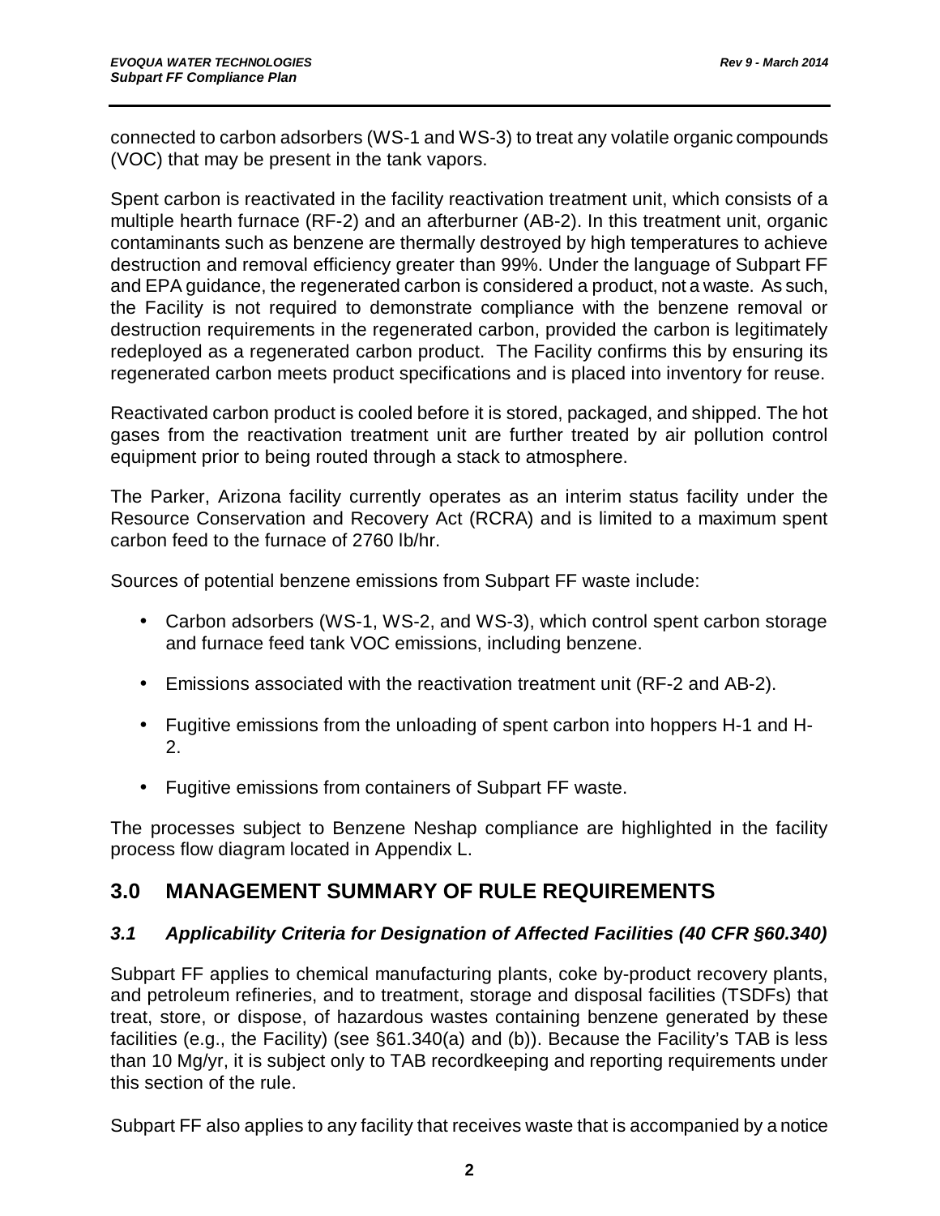connected to carbon adsorbers (WS-1 and WS-3) to treat any volatile organic compounds (VOC) that may be present in the tank vapors.

Spent carbon is reactivated in the facility reactivation treatment unit, which consists of a multiple hearth furnace (RF-2) and an afterburner (AB-2). In this treatment unit, organic contaminants such as benzene are thermally destroyed by high temperatures to achieve destruction and removal efficiency greater than 99%. Under the language of Subpart FF and EPA guidance, the regenerated carbon is considered a product, not a waste. As such, the Facility is not required to demonstrate compliance with the benzene removal or destruction requirements in the regenerated carbon, provided the carbon is legitimately redeployed as a regenerated carbon product. The Facility confirms this by ensuring its regenerated carbon meets product specifications and is placed into inventory for reuse.

Reactivated carbon product is cooled before it is stored, packaged, and shipped. The hot gases from the reactivation treatment unit are further treated by air pollution control equipment prior to being routed through a stack to atmosphere.

The Parker, Arizona facility currently operates as an interim status facility under the Resource Conservation and Recovery Act (RCRA) and is limited to a maximum spent carbon feed to the furnace of 2760 lb/hr.

Sources of potential benzene emissions from Subpart FF waste include:

- Carbon adsorbers (WS-1, WS-2, and WS-3), which control spent carbon storage and furnace feed tank VOC emissions, including benzene.
- Emissions associated with the reactivation treatment unit (RF-2 and AB-2).
- Fugitive emissions from the unloading of spent carbon into hoppers H-1 and H-2.
- Fugitive emissions from containers of Subpart FF waste.

The processes subject to Benzene Neshap compliance are highlighted in the facility process flow diagram located in Appendix L.

## 3.0 MANAGEMENT SUMMARY OF RULE REQUIREMENTS

### *3.1 Applicability Criteria for Designation of Affected Facilities (40 CFR §60.340)*

Subpart FF applies to chemical manufacturing plants, coke by-product recovery plants, and petroleum refineries, and to treatment, storage and disposal facilities (TSDFs) that treat, store, or dispose, of hazardous wastes containing benzene generated by these facilities (e.g., the Facility) (see §61.340(a) and (b)). Because the Facility's TAB is less than 10 Mg/yr, it is subject only to TAB recordkeeping and reporting requirements under this section of the rule.

Subpart FF also applies to any facility that receives waste that is accompanied by a notice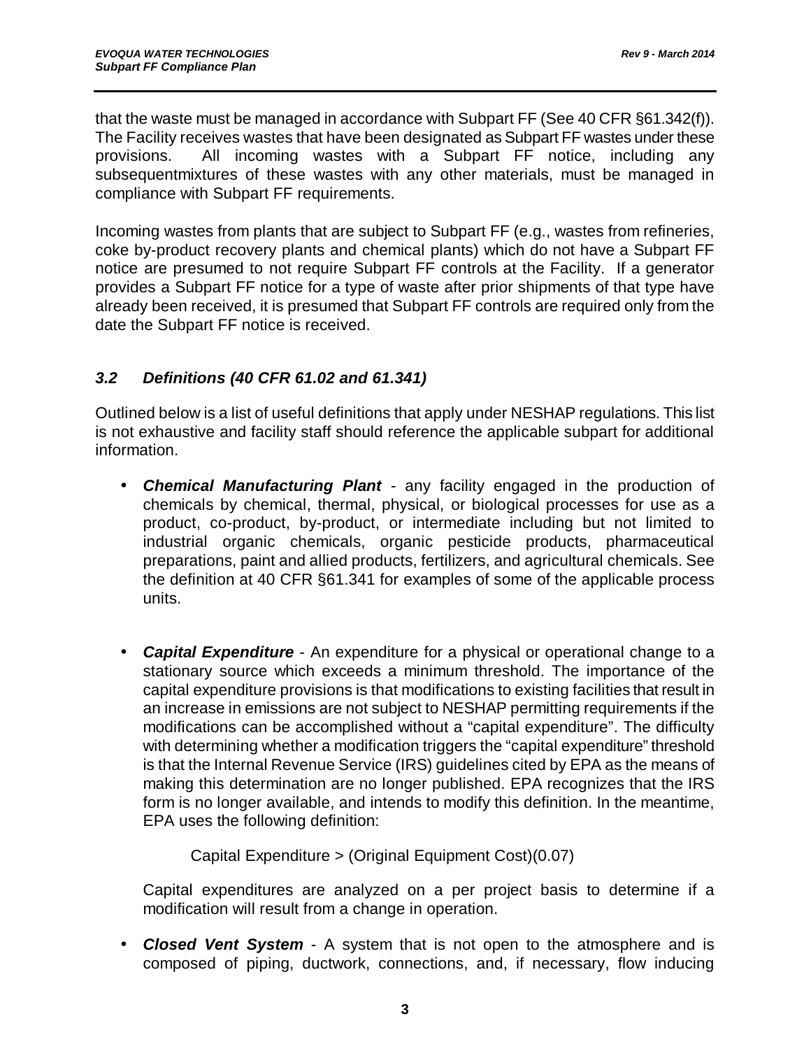that the waste must be managed in accordance with Subpart FF (See 40 CFR §61.342(f)). The Facility receives wastes that have been designated as Subpart FF wastes under these provisions. All incoming wastes with a Subpart FF notice, including any subsequentmixtures of these wastes with any other materials, must be managed in compliance with Subpart FF requirements.

Incoming wastes from plants that are subject to Subpart FF (e.g., wastes from refineries, coke by-product recovery plants and chemical plants) which do not have a Subpart FF notice are presumed to not require Subpart FF controls at the Facility. If a generator provides a Subpart FF notice for a type of waste after prior shipments of that type have already been received, it is presumed that Subpart FF controls are required only from the date the Subpart FF notice is received.

### *3.2 Definitions (40 CFR 61.02 and 61.341)*

Outlined below is a list of useful definitions that apply under NESHAP regulations. This list is not exhaustive and facility staff should reference the applicable subpart for additional information.

- ***Chemical Manufacturing Plant*** - any facility engaged in the production of chemicals by chemical, thermal, physical, or biological processes for use as a product, co-product, by-product, or intermediate including but not limited to industrial organic chemicals, organic pesticide products, pharmaceutical preparations, paint and allied products, fertilizers, and agricultural chemicals. See the definition at 40 CFR §61.341 for examples of some of the applicable process units.

- ***Capital Expenditure*** - An expenditure for a physical or operational change to a stationary source which exceeds a minimum threshold. The importance of the capital expenditure provisions is that modifications to existing facilities that result in an increase in emissions are not subject to NESHAP permitting requirements if the modifications can be accomplished without a "capital expenditure". The difficulty with determining whether a modification triggers the "capital expenditure" threshold is that the Internal Revenue Service (IRS) guidelines cited by EPA as the means of making this determination are no longer published. EPA recognizes that the IRS form is no longer available, and intends to modify this definition. In the meantime, EPA uses the following definition:

  Capital Expenditure > (Original Equipment Cost)(0.07)

  Capital expenditures are analyzed on a per project basis to determine if a modification will result from a change in operation.

- ***Closed Vent System*** - A system that is not open to the atmosphere and is composed of piping, ductwork, connections, and, if necessary, flow inducing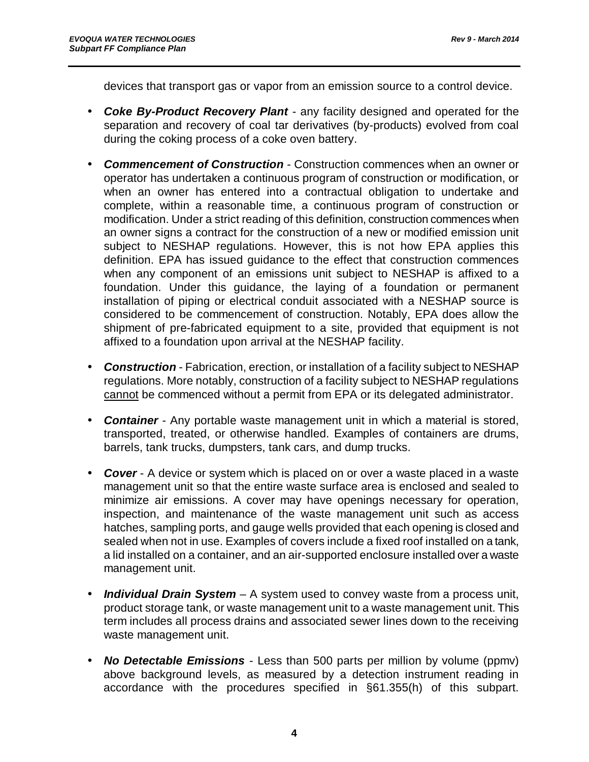devices that transport gas or vapor from an emission source to a control device.

- ***Coke By-Product Recovery Plant*** - any facility designed and operated for the separation and recovery of coal tar derivatives (by-products) evolved from coal during the coking process of a coke oven battery.

- ***Commencement of Construction*** - Construction commences when an owner or operator has undertaken a continuous program of construction or modification, or when an owner has entered into a contractual obligation to undertake and complete, within a reasonable time, a continuous program of construction or modification. Under a strict reading of this definition, construction commences when an owner signs a contract for the construction of a new or modified emission unit subject to NESHAP regulations. However, this is not how EPA applies this definition. EPA has issued guidance to the effect that construction commences when any component of an emissions unit subject to NESHAP is affixed to a foundation. Under this guidance, the laying of a foundation or permanent installation of piping or electrical conduit associated with a NESHAP source is considered to be commencement of construction. Notably, EPA does allow the shipment of pre-fabricated equipment to a site, provided that equipment is not affixed to a foundation upon arrival at the NESHAP facility.

- ***Construction*** - Fabrication, erection, or installation of a facility subject to NESHAP regulations. More notably, construction of a facility subject to NESHAP regulations <u>cannot</u> be commenced without a permit from EPA or its delegated administrator.

- ***Container*** - Any portable waste management unit in which a material is stored, transported, treated, or otherwise handled. Examples of containers are drums, barrels, tank trucks, dumpsters, tank cars, and dump trucks.

- ***Cover*** - A device or system which is placed on or over a waste placed in a waste management unit so that the entire waste surface area is enclosed and sealed to minimize air emissions. A cover may have openings necessary for operation, inspection, and maintenance of the waste management unit such as access hatches, sampling ports, and gauge wells provided that each opening is closed and sealed when not in use. Examples of covers include a fixed roof installed on a tank, a lid installed on a container, and an air-supported enclosure installed over a waste management unit.

- ***Individual Drain System*** – A system used to convey waste from a process unit, product storage tank, or waste management unit to a waste management unit. This term includes all process drains and associated sewer lines down to the receiving waste management unit.

- ***No Detectable Emissions*** - Less than 500 parts per million by volume (ppmv) above background levels, as measured by a detection instrument reading in accordance with the procedures specified in §61.355(h) of this subpart.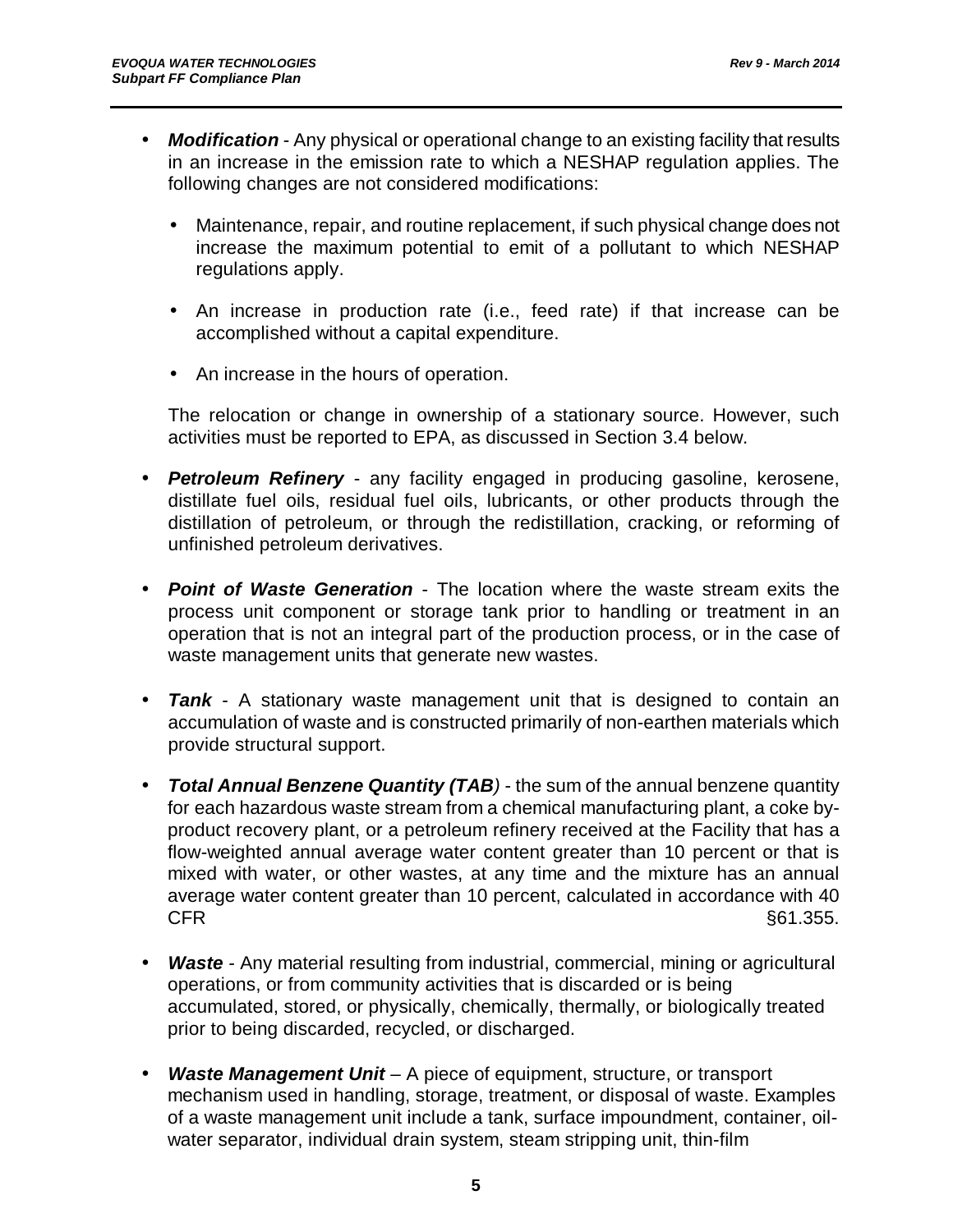- ***Modification*** - Any physical or operational change to an existing facility that results in an increase in the emission rate to which a NESHAP regulation applies. The following changes are not considered modifications:

  - Maintenance, repair, and routine replacement, if such physical change does not increase the maximum potential to emit of a pollutant to which NESHAP regulations apply.

  - An increase in production rate (i.e., feed rate) if that increase can be accomplished without a capital expenditure.

  - An increase in the hours of operation.

  The relocation or change in ownership of a stationary source. However, such activities must be reported to EPA, as discussed in Section 3.4 below.

- ***Petroleum Refinery*** - any facility engaged in producing gasoline, kerosene, distillate fuel oils, residual fuel oils, lubricants, or other products through the distillation of petroleum, or through the redistillation, cracking, or reforming of unfinished petroleum derivatives.

- ***Point of Waste Generation*** - The location where the waste stream exits the process unit component or storage tank prior to handling or treatment in an operation that is not an integral part of the production process, or in the case of waste management units that generate new wastes.

- ***Tank*** - A stationary waste management unit that is designed to contain an accumulation of waste and is constructed primarily of non-earthen materials which provide structural support.

- ***Total Annual Benzene Quantity (TAB)*** - the sum of the annual benzene quantity for each hazardous waste stream from a chemical manufacturing plant, a coke by-product recovery plant, or a petroleum refinery received at the Facility that has a flow-weighted annual average water content greater than 10 percent or that is mixed with water, or other wastes, at any time and the mixture has an annual average water content greater than 10 percent, calculated in accordance with 40 CFR §61.355.

- ***Waste*** - Any material resulting from industrial, commercial, mining or agricultural operations, or from community activities that is discarded or is being accumulated, stored, or physically, chemically, thermally, or biologically treated prior to being discarded, recycled, or discharged.

- ***Waste Management Unit*** – A piece of equipment, structure, or transport mechanism used in handling, storage, treatment, or disposal of waste. Examples of a waste management unit include a tank, surface impoundment, container, oil-water separator, individual drain system, steam stripping unit, thin-film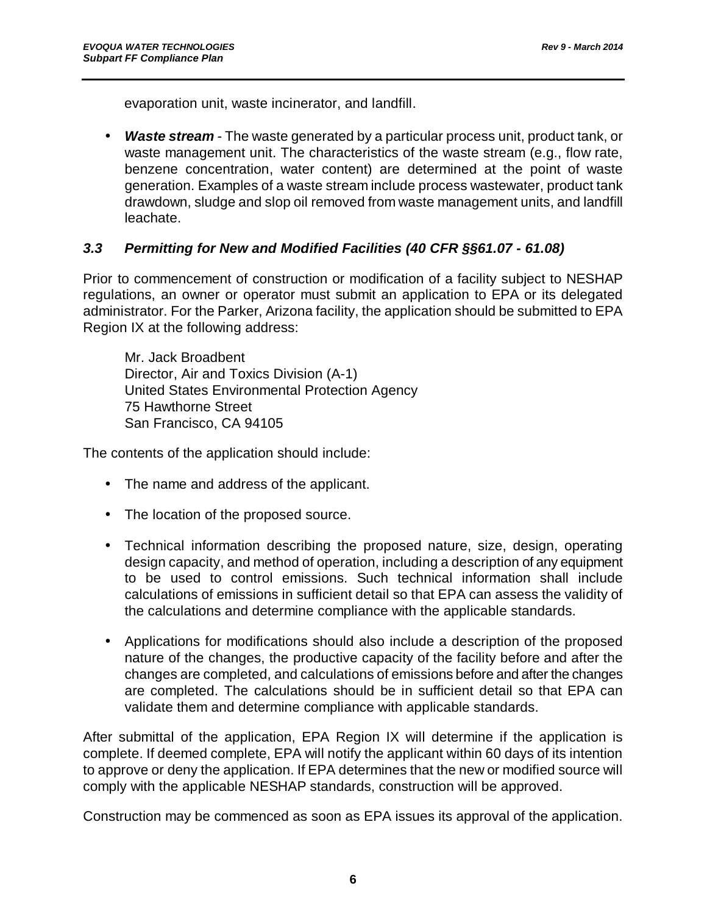evaporation unit, waste incinerator, and landfill.

- ***Waste stream*** - The waste generated by a particular process unit, product tank, or waste management unit. The characteristics of the waste stream (e.g., flow rate, benzene concentration, water content) are determined at the point of waste generation. Examples of a waste stream include process wastewater, product tank drawdown, sludge and slop oil removed from waste management units, and landfill leachate.

### *3.3 Permitting for New and Modified Facilities (40 CFR §§61.07 - 61.08)*

Prior to commencement of construction or modification of a facility subject to NESHAP regulations, an owner or operator must submit an application to EPA or its delegated administrator. For the Parker, Arizona facility, the application should be submitted to EPA Region IX at the following address:

Mr. Jack Broadbent
Director, Air and Toxics Division (A-1)
United States Environmental Protection Agency
75 Hawthorne Street
San Francisco, CA 94105

The contents of the application should include:

- The name and address of the applicant.
- The location of the proposed source.
- Technical information describing the proposed nature, size, design, operating design capacity, and method of operation, including a description of any equipment to be used to control emissions. Such technical information shall include calculations of emissions in sufficient detail so that EPA can assess the validity of the calculations and determine compliance with the applicable standards.
- Applications for modifications should also include a description of the proposed nature of the changes, the productive capacity of the facility before and after the changes are completed, and calculations of emissions before and after the changes are completed. The calculations should be in sufficient detail so that EPA can validate them and determine compliance with applicable standards.

After submittal of the application, EPA Region IX will determine if the application is complete. If deemed complete, EPA will notify the applicant within 60 days of its intention to approve or deny the application. If EPA determines that the new or modified source will comply with the applicable NESHAP standards, construction will be approved.

Construction may be commenced as soon as EPA issues its approval of the application.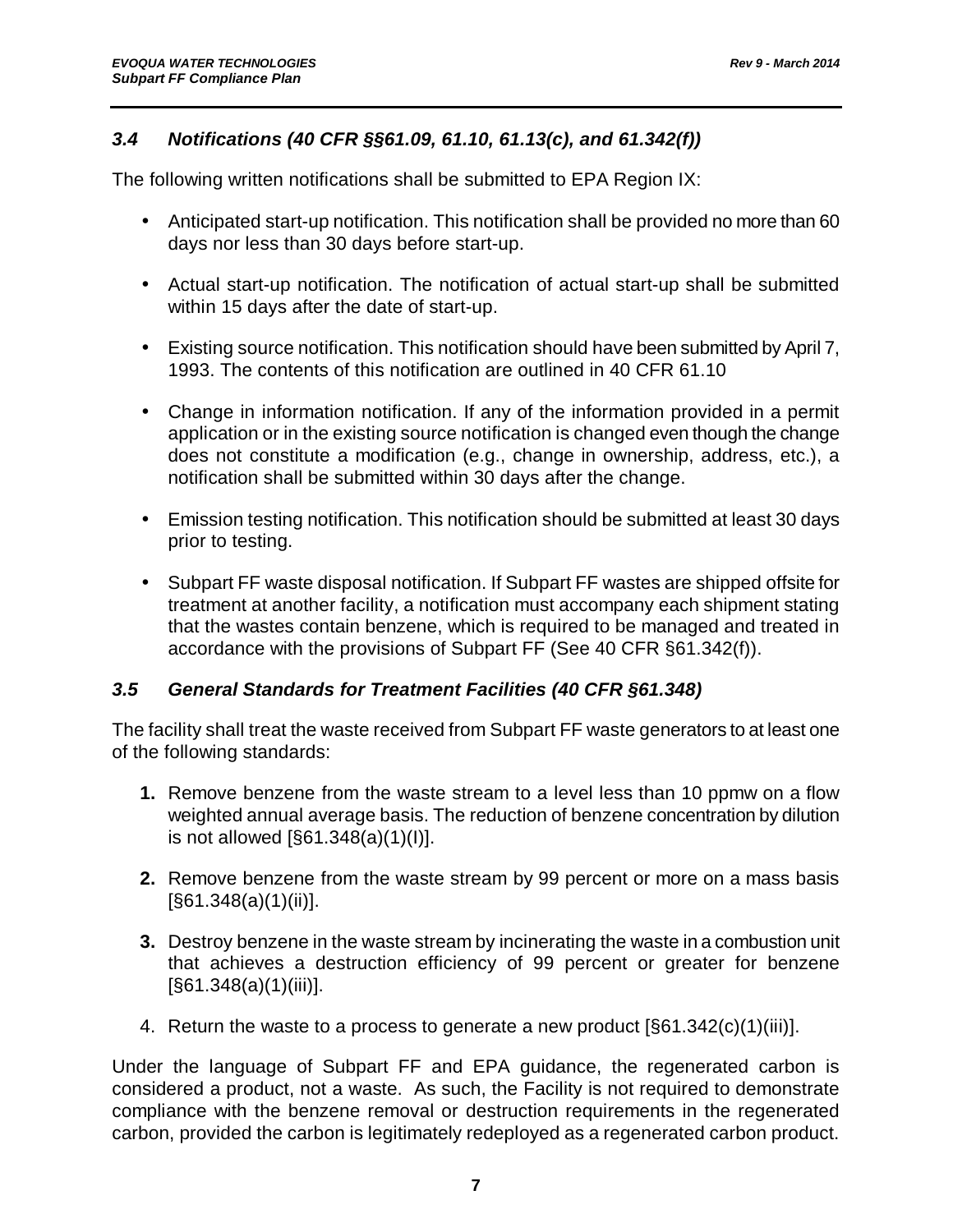### *3.4 Notifications (40 CFR §§61.09, 61.10, 61.13(c), and 61.342(f))*

The following written notifications shall be submitted to EPA Region IX:

- Anticipated start-up notification. This notification shall be provided no more than 60 days nor less than 30 days before start-up.
- Actual start-up notification. The notification of actual start-up shall be submitted within 15 days after the date of start-up.
- Existing source notification. This notification should have been submitted by April 7, 1993. The contents of this notification are outlined in 40 CFR 61.10
- Change in information notification. If any of the information provided in a permit application or in the existing source notification is changed even though the change does not constitute a modification (e.g., change in ownership, address, etc.), a notification shall be submitted within 30 days after the change.
- Emission testing notification. This notification should be submitted at least 30 days prior to testing.
- Subpart FF waste disposal notification. If Subpart FF wastes are shipped offsite for treatment at another facility, a notification must accompany each shipment stating that the wastes contain benzene, which is required to be managed and treated in accordance with the provisions of Subpart FF (See 40 CFR §61.342(f)).

### *3.5 General Standards for Treatment Facilities (40 CFR §61.348)*

The facility shall treat the waste received from Subpart FF waste generators to at least one of the following standards:

1. Remove benzene from the waste stream to a level less than 10 ppmw on a flow weighted annual average basis. The reduction of benzene concentration by dilution is not allowed [§61.348(a)(1)(I)].
2. Remove benzene from the waste stream by 99 percent or more on a mass basis [§61.348(a)(1)(ii)].
3. Destroy benzene in the waste stream by incinerating the waste in a combustion unit that achieves a destruction efficiency of 99 percent or greater for benzene [§61.348(a)(1)(iii)].
4. Return the waste to a process to generate a new product [§61.342(c)(1)(iii)].

Under the language of Subpart FF and EPA guidance, the regenerated carbon is considered a product, not a waste. As such, the Facility is not required to demonstrate compliance with the benzene removal or destruction requirements in the regenerated carbon, provided the carbon is legitimately redeployed as a regenerated carbon product.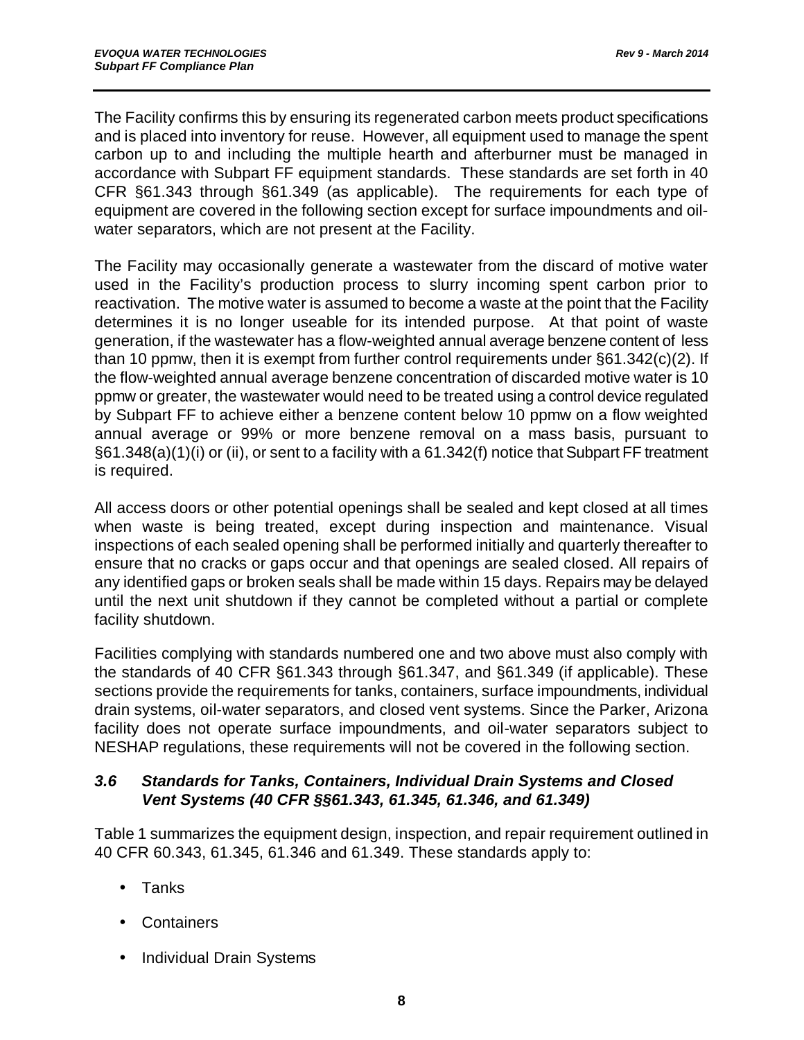The Facility confirms this by ensuring its regenerated carbon meets product specifications and is placed into inventory for reuse. However, all equipment used to manage the spent carbon up to and including the multiple hearth and afterburner must be managed in accordance with Subpart FF equipment standards. These standards are set forth in 40 CFR §61.343 through §61.349 (as applicable). The requirements for each type of equipment are covered in the following section except for surface impoundments and oil-water separators, which are not present at the Facility.

The Facility may occasionally generate a wastewater from the discard of motive water used in the Facility's production process to slurry incoming spent carbon prior to reactivation. The motive water is assumed to become a waste at the point that the Facility determines it is no longer useable for its intended purpose. At that point of waste generation, if the wastewater has a flow-weighted annual average benzene content of less than 10 ppmw, then it is exempt from further control requirements under §61.342(c)(2). If the flow-weighted annual average benzene concentration of discarded motive water is 10 ppmw or greater, the wastewater would need to be treated using a control device regulated by Subpart FF to achieve either a benzene content below 10 ppmw on a flow weighted annual average or 99% or more benzene removal on a mass basis, pursuant to §61.348(a)(1)(i) or (ii), or sent to a facility with a 61.342(f) notice that Subpart FF treatment is required.

All access doors or other potential openings shall be sealed and kept closed at all times when waste is being treated, except during inspection and maintenance. Visual inspections of each sealed opening shall be performed initially and quarterly thereafter to ensure that no cracks or gaps occur and that openings are sealed closed. All repairs of any identified gaps or broken seals shall be made within 15 days. Repairs may be delayed until the next unit shutdown if they cannot be completed without a partial or complete facility shutdown.

Facilities complying with standards numbered one and two above must also comply with the standards of 40 CFR §61.343 through §61.347, and §61.349 (if applicable). These sections provide the requirements for tanks, containers, surface impoundments, individual drain systems, oil-water separators, and closed vent systems. Since the Parker, Arizona facility does not operate surface impoundments, and oil-water separators subject to NESHAP regulations, these requirements will not be covered in the following section.

### *3.6 Standards for Tanks, Containers, Individual Drain Systems and Closed Vent Systems (40 CFR §§61.343, 61.345, 61.346, and 61.349)*

Table 1 summarizes the equipment design, inspection, and repair requirement outlined in 40 CFR 60.343, 61.345, 61.346 and 61.349. These standards apply to:

- Tanks
- Containers
- Individual Drain Systems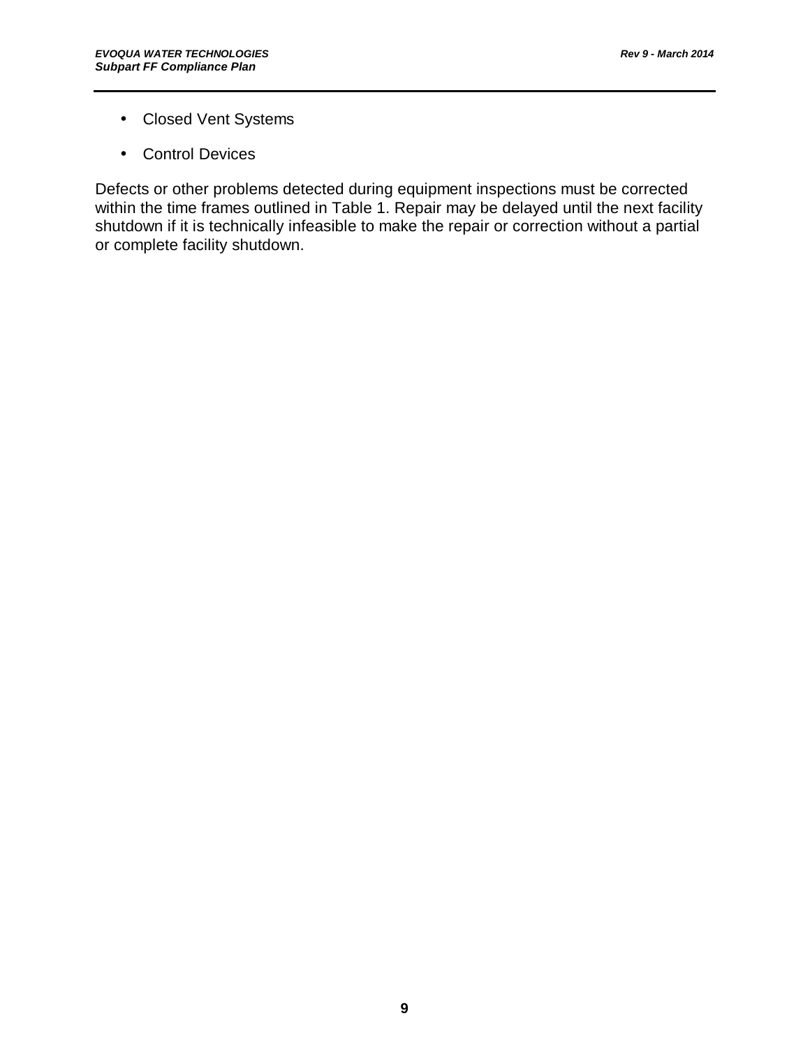- Closed Vent Systems
- Control Devices

Defects or other problems detected during equipment inspections must be corrected within the time frames outlined in Table 1. Repair may be delayed until the next facility shutdown if it is technically infeasible to make the repair or correction without a partial or complete facility shutdown.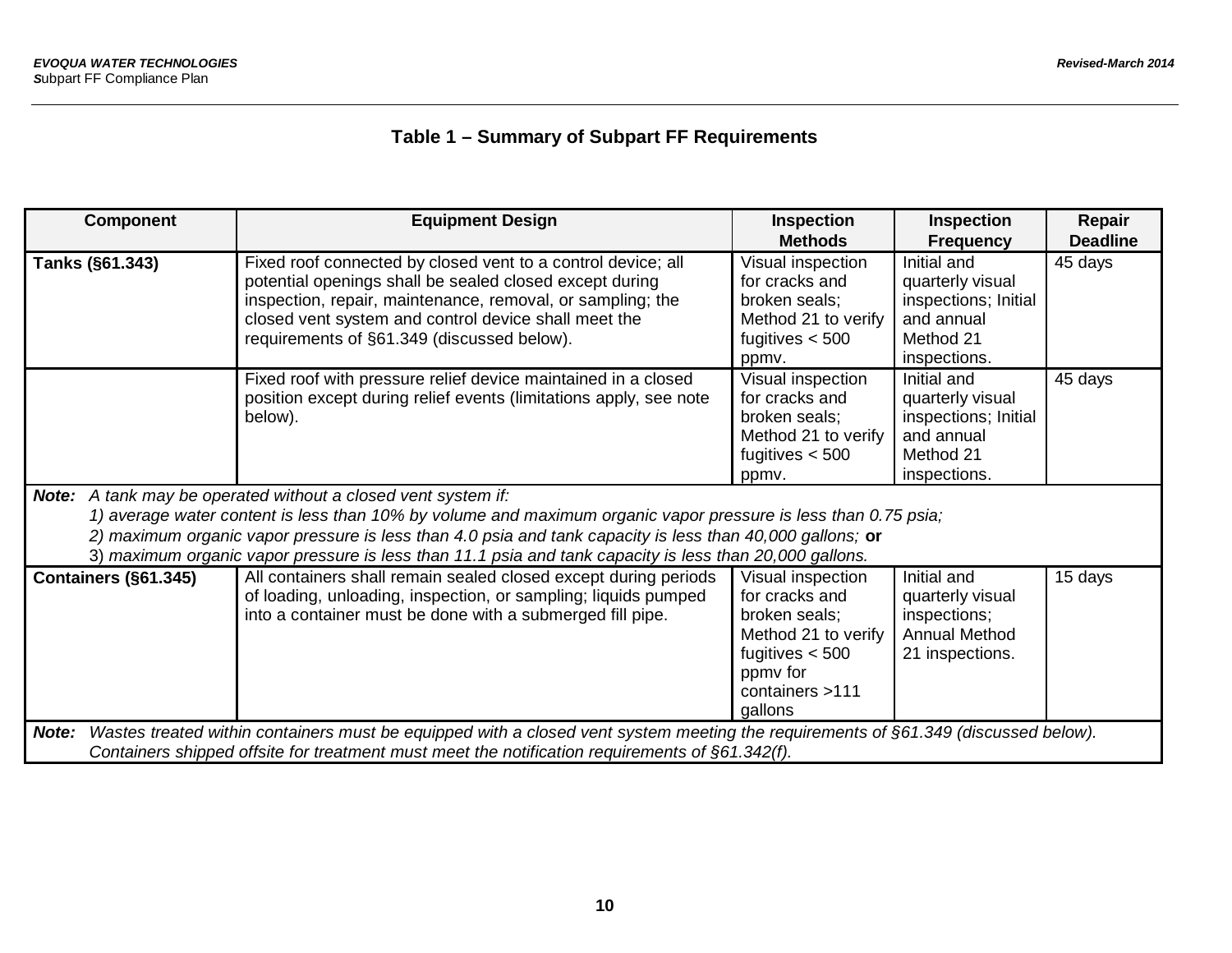## Table 1 – Summary of Subpart FF Requirements

| Component | Equipment Design | Inspection Methods | Inspection Frequency | Repair Deadline |
|---|---|---|---|---|
| **Tanks (§61.343)** | Fixed roof connected by closed vent to a control device; all potential openings shall be sealed closed except during inspection, repair, maintenance, removal, or sampling; the closed vent system and control device shall meet the requirements of §61.349 (discussed below). | Visual inspection for cracks and broken seals; Method 21 to verify fugitives < 500 ppmv. | Initial and quarterly visual inspections; Initial and annual Method 21 inspections. | 45 days |
| | Fixed roof with pressure relief device maintained in a closed position except during relief events (limitations apply, see note below). | Visual inspection for cracks and broken seals; Method 21 to verify fugitives < 500 ppmv. | Initial and quarterly visual inspections; Initial and annual Method 21 inspections. | 45 days |
| ***Note:*** *A tank may be operated without a closed vent system if: 1) average water content is less than 10% by volume and maximum organic vapor pressure is less than 0.75 psia; 2) maximum organic vapor pressure is less than 4.0 psia and tank capacity is less than 40,000 gallons;* **or** *3) maximum organic vapor pressure is less than 11.1 psia and tank capacity is less than 20,000 gallons.* | | | | |
| **Containers (§61.345)** | All containers shall remain sealed closed except during periods of loading, unloading, inspection, or sampling; liquids pumped into a container must be done with a submerged fill pipe. | Visual inspection for cracks and broken seals; Method 21 to verify fugitives < 500 ppmv for containers >111 gallons | Initial and quarterly visual inspections; Annual Method 21 inspections. | 15 days |
| ***Note:*** *Wastes treated within containers must be equipped with a closed vent system meeting the requirements of §61.349 (discussed below). Containers shipped offsite for treatment must meet the notification requirements of §61.342(f).* | | | | |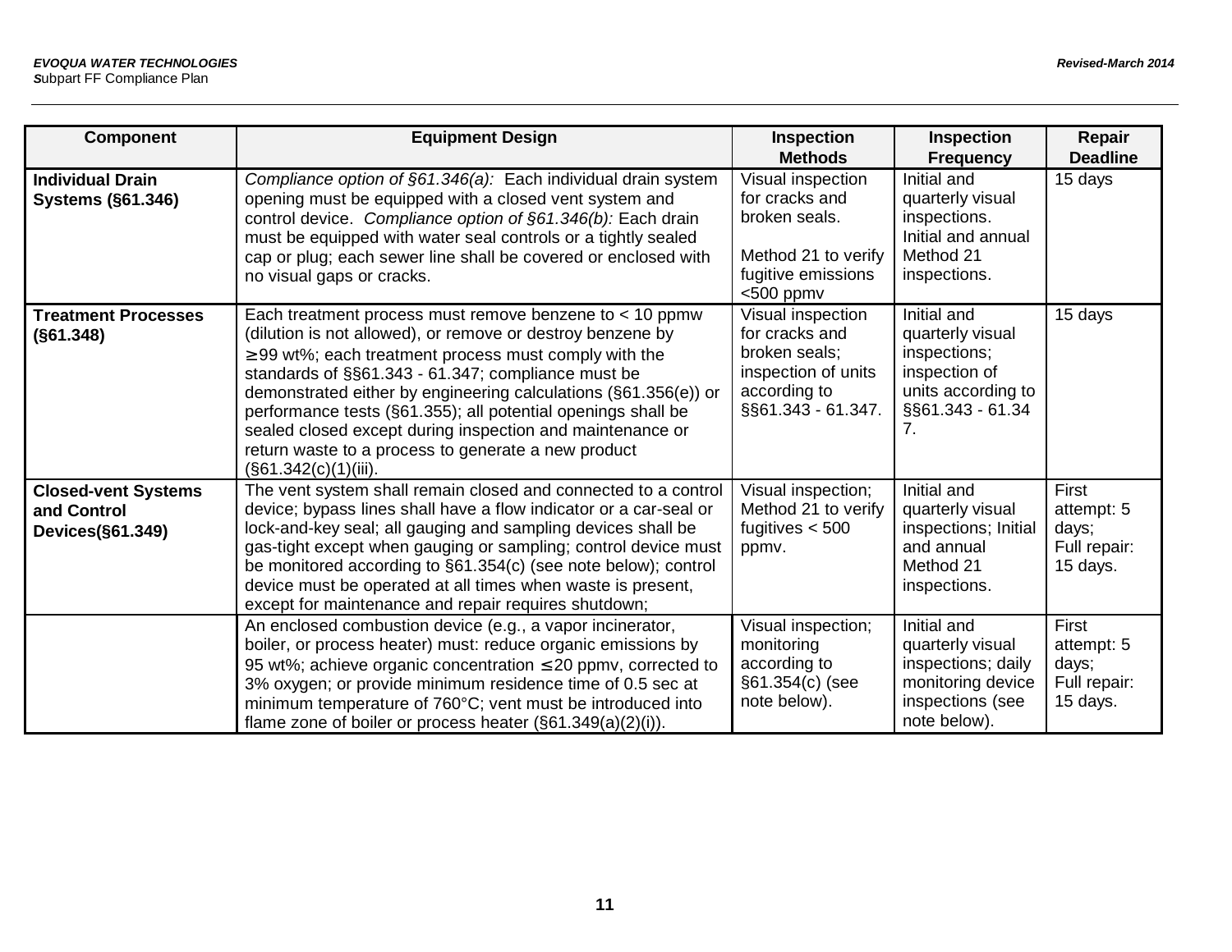| Component | Equipment Design | Inspection Methods | Inspection Frequency | Repair Deadline |
|---|---|---|---|---|
| **Individual Drain Systems (§61.346)** | *Compliance option of §61.346(a):* Each individual drain system opening must be equipped with a closed vent system and control device. *Compliance option of §61.346(b):* Each drain must be equipped with water seal controls or a tightly sealed cap or plug; each sewer line shall be covered or enclosed with no visual gaps or cracks. | Visual inspection for cracks and broken seals.<br><br>Method 21 to verify fugitive emissions <500 ppmv | Initial and quarterly visual inspections. Initial and annual Method 21 inspections. | 15 days |
| **Treatment Processes (§61.348)** | Each treatment process must remove benzene to < 10 ppmw (dilution is not allowed), or remove or destroy benzene by ≥ 99 wt%; each treatment process must comply with the standards of §§61.343 - 61.347; compliance must be demonstrated either by engineering calculations (§61.356(e)) or performance tests (§61.355); all potential openings shall be sealed closed except during inspection and maintenance or return waste to a process to generate a new product (§61.342(c)(1)(iii). | Visual inspection for cracks and broken seals; inspection of units according to §§61.343 - 61.347. | Initial and quarterly visual inspections; inspection of units according to §§61.343 - 61.347. | 15 days |
| **Closed-vent Systems and Control Devices(§61.349)** | The vent system shall remain closed and connected to a control device; bypass lines shall have a flow indicator or a car-seal or lock-and-key seal; all gauging and sampling devices shall be gas-tight except when gauging or sampling; control device must be monitored according to §61.354(c) (see note below); control device must be operated at all times when waste is present, except for maintenance and repair requires shutdown; | Visual inspection; Method 21 to verify fugitives < 500 ppmv. | Initial and quarterly visual inspections; Initial and annual Method 21 inspections. | First attempt: 5 days; Full repair: 15 days. |
| | An enclosed combustion device (e.g., a vapor incinerator, boiler, or process heater) must: reduce organic emissions by 95 wt%; achieve organic concentration ≤ 20 ppmv, corrected to 3% oxygen; or provide minimum residence time of 0.5 sec at minimum temperature of 760°C; vent must be introduced into flame zone of boiler or process heater (§61.349(a)(2)(i)). | Visual inspection; monitoring according to §61.354(c) (see note below). | Initial and quarterly visual inspections; daily monitoring device inspections (see note below). | First attempt: 5 days; Full repair: 15 days. |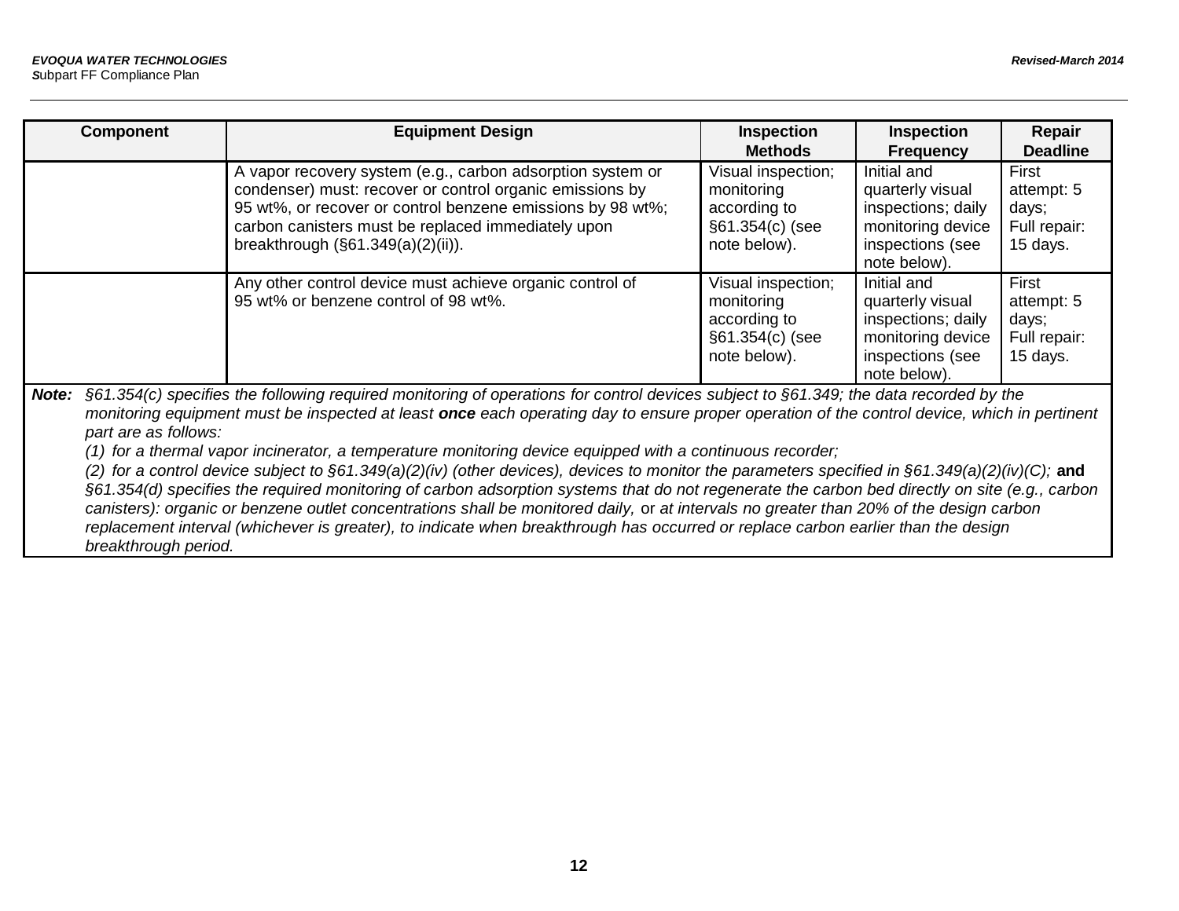| Component | Equipment Design | Inspection Methods | Inspection Frequency | Repair Deadline |
|---|---|---|---|---|
| | A vapor recovery system (e.g., carbon adsorption system or condenser) must: recover or control organic emissions by 95 wt%, or recover or control benzene emissions by 98 wt%; carbon canisters must be replaced immediately upon breakthrough (§61.349(a)(2)(ii)). | Visual inspection; monitoring according to §61.354(c) (see note below). | Initial and quarterly visual inspections; daily monitoring device inspections (see note below). | First attempt: 5 days; Full repair: 15 days. |
| | Any other control device must achieve organic control of 95 wt% or benzene control of 98 wt%. | Visual inspection; monitoring according to §61.354(c) (see note below). | Initial and quarterly visual inspections; daily monitoring device inspections (see note below). | First attempt: 5 days; Full repair: 15 days. |

***Note:*** *§61.354(c) specifies the following required monitoring of operations for control devices subject to §61.349; the data recorded by the monitoring equipment must be inspected at least* ***once*** *each operating day to ensure proper operation of the control device, which in pertinent part are as follows:*

*(1) for a thermal vapor incinerator, a temperature monitoring device equipped with a continuous recorder;*

*(2) for a control device subject to §61.349(a)(2)(iv) (other devices), devices to monitor the parameters specified in §61.349(a)(2)(iv)(C);* **and** *§61.354(d) specifies the required monitoring of carbon adsorption systems that do not regenerate the carbon bed directly on site (e.g., carbon canisters): organic or benzene outlet concentrations shall be monitored daily,* or *at intervals no greater than 20% of the design carbon replacement interval (whichever is greater), to indicate when breakthrough has occurred or replace carbon earlier than the design breakthrough period.*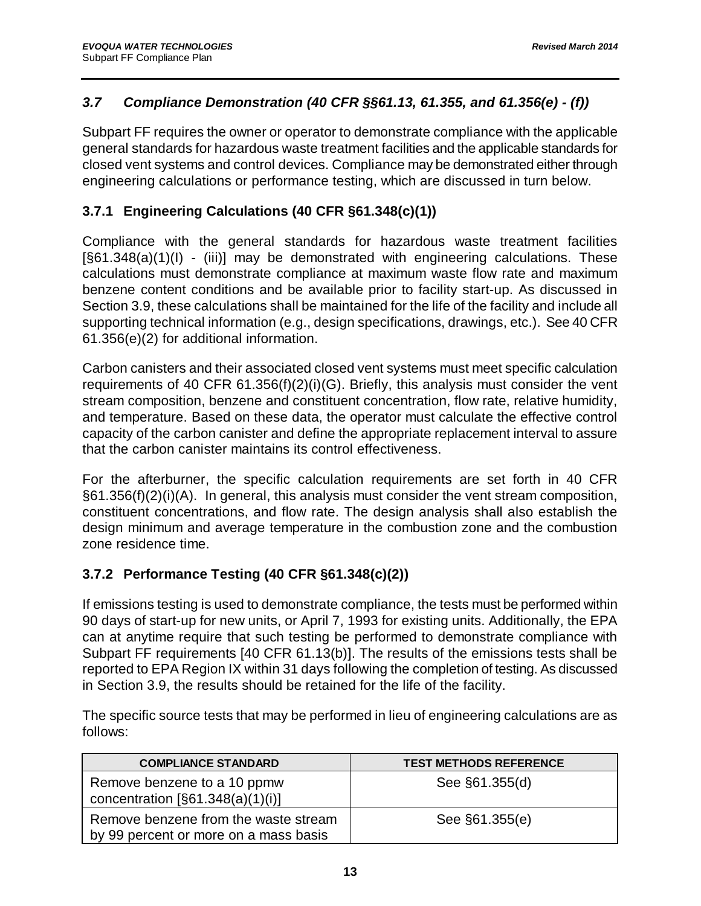## *3.7 Compliance Demonstration (40 CFR §§61.13, 61.355, and 61.356(e) - (f))*

Subpart FF requires the owner or operator to demonstrate compliance with the applicable general standards for hazardous waste treatment facilities and the applicable standards for closed vent systems and control devices. Compliance may be demonstrated either through engineering calculations or performance testing, which are discussed in turn below.

### 3.7.1 Engineering Calculations (40 CFR §61.348(c)(1))

Compliance with the general standards for hazardous waste treatment facilities [§61.348(a)(1)(I) - (iii)] may be demonstrated with engineering calculations. These calculations must demonstrate compliance at maximum waste flow rate and maximum benzene content conditions and be available prior to facility start-up. As discussed in Section 3.9, these calculations shall be maintained for the life of the facility and include all supporting technical information (e.g., design specifications, drawings, etc.). See 40 CFR 61.356(e)(2) for additional information.

Carbon canisters and their associated closed vent systems must meet specific calculation requirements of 40 CFR 61.356(f)(2)(i)(G). Briefly, this analysis must consider the vent stream composition, benzene and constituent concentration, flow rate, relative humidity, and temperature. Based on these data, the operator must calculate the effective control capacity of the carbon canister and define the appropriate replacement interval to assure that the carbon canister maintains its control effectiveness.

For the afterburner, the specific calculation requirements are set forth in 40 CFR §61.356(f)(2)(i)(A). In general, this analysis must consider the vent stream composition, constituent concentrations, and flow rate. The design analysis shall also establish the design minimum and average temperature in the combustion zone and the combustion zone residence time.

### 3.7.2 Performance Testing (40 CFR §61.348(c)(2))

If emissions testing is used to demonstrate compliance, the tests must be performed within 90 days of start-up for new units, or April 7, 1993 for existing units. Additionally, the EPA can at anytime require that such testing be performed to demonstrate compliance with Subpart FF requirements [40 CFR 61.13(b)]. The results of the emissions tests shall be reported to EPA Region IX within 31 days following the completion of testing. As discussed in Section 3.9, the results should be retained for the life of the facility.

The specific source tests that may be performed in lieu of engineering calculations are as follows:

| COMPLIANCE STANDARD | TEST METHODS REFERENCE |
|---|---|
| Remove benzene to a 10 ppmw concentration [§61.348(a)(1)(i)] | See §61.355(d) |
| Remove benzene from the waste stream by 99 percent or more on a mass basis | See §61.355(e) |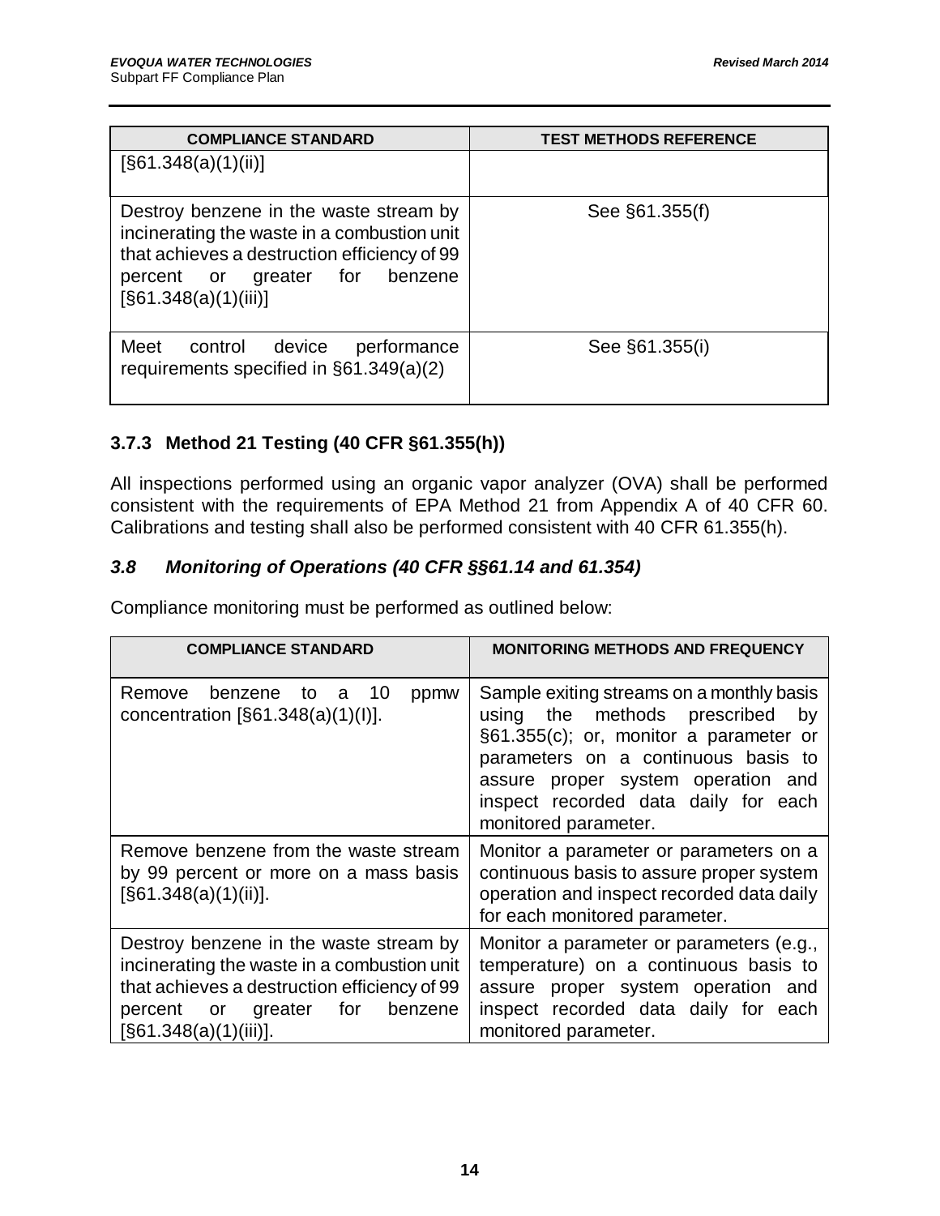| COMPLIANCE STANDARD | TEST METHODS REFERENCE |
|---|---|
| [§61.348(a)(1)(ii)] | |
| Destroy benzene in the waste stream by incinerating the waste in a combustion unit that achieves a destruction efficiency of 99 percent or greater for benzene [§61.348(a)(1)(iii)] | See §61.355(f) |
| Meet control device performance requirements specified in §61.349(a)(2) | See §61.355(i) |

### 3.7.3 Method 21 Testing (40 CFR §61.355(h))

All inspections performed using an organic vapor analyzer (OVA) shall be performed consistent with the requirements of EPA Method 21 from Appendix A of 40 CFR 60. Calibrations and testing shall also be performed consistent with 40 CFR 61.355(h).

## *3.8 Monitoring of Operations (40 CFR §§61.14 and 61.354)*

Compliance monitoring must be performed as outlined below:

| COMPLIANCE STANDARD | MONITORING METHODS AND FREQUENCY |
|---|---|
| Remove benzene to a 10 ppmw concentration [§61.348(a)(1)(I)]. | Sample exiting streams on a monthly basis using the methods prescribed by §61.355(c); or, monitor a parameter or parameters on a continuous basis to assure proper system operation and inspect recorded data daily for each monitored parameter. |
| Remove benzene from the waste stream by 99 percent or more on a mass basis [§61.348(a)(1)(ii)]. | Monitor a parameter or parameters on a continuous basis to assure proper system operation and inspect recorded data daily for each monitored parameter. |
| Destroy benzene in the waste stream by incinerating the waste in a combustion unit that achieves a destruction efficiency of 99 percent or greater for benzene [§61.348(a)(1)(iii)]. | Monitor a parameter or parameters (e.g., temperature) on a continuous basis to assure proper system operation and inspect recorded data daily for each monitored parameter. |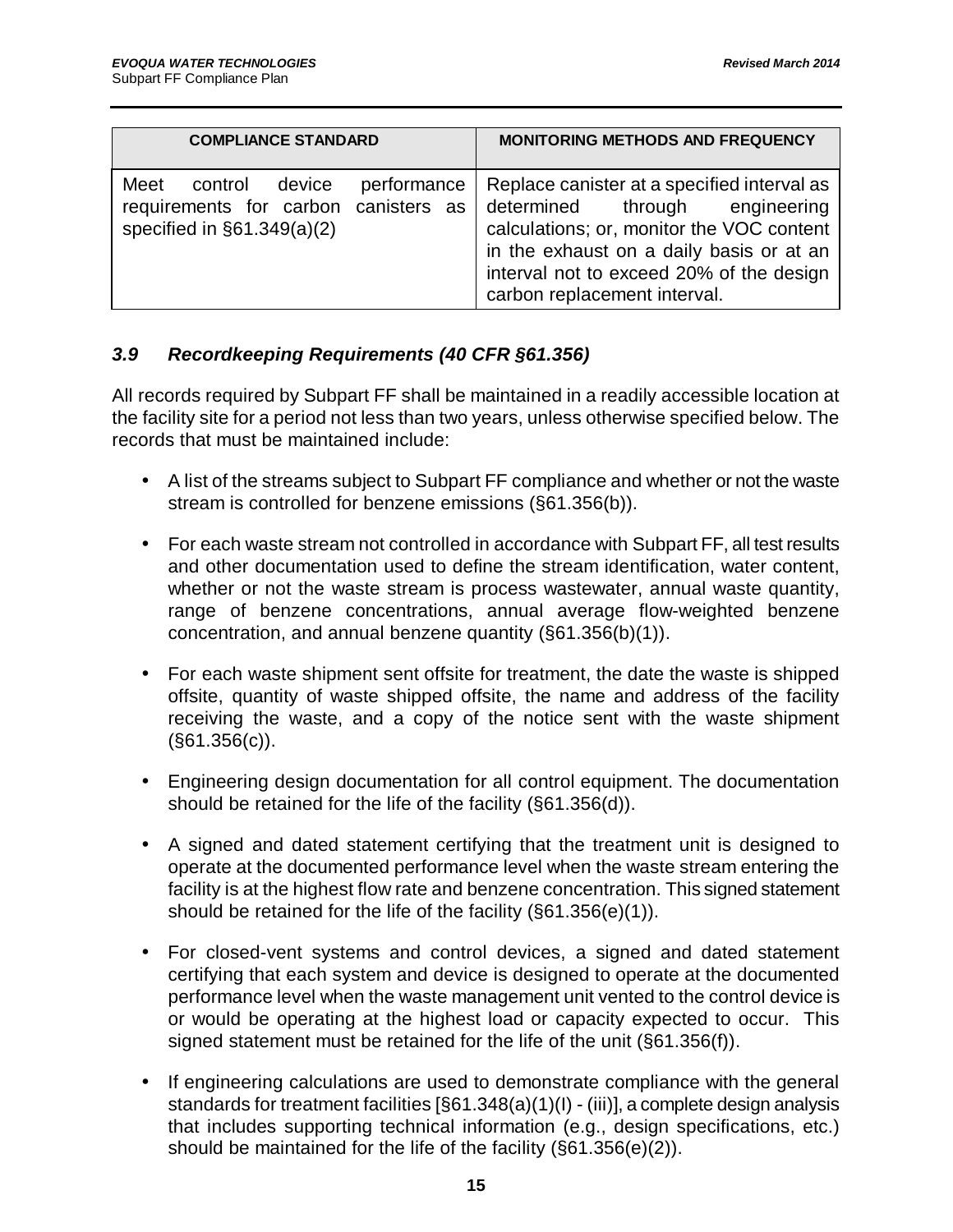| COMPLIANCE STANDARD | MONITORING METHODS AND FREQUENCY |
|---|---|
| Meet control device performance requirements for carbon canisters as specified in §61.349(a)(2) | Replace canister at a specified interval as determined through engineering calculations; or, monitor the VOC content in the exhaust on a daily basis or at an interval not to exceed 20% of the design carbon replacement interval. |

### *3.9 Recordkeeping Requirements (40 CFR §61.356)*

All records required by Subpart FF shall be maintained in a readily accessible location at the facility site for a period not less than two years, unless otherwise specified below. The records that must be maintained include:

- A list of the streams subject to Subpart FF compliance and whether or not the waste stream is controlled for benzene emissions (§61.356(b)).
- For each waste stream not controlled in accordance with Subpart FF, all test results and other documentation used to define the stream identification, water content, whether or not the waste stream is process wastewater, annual waste quantity, range of benzene concentrations, annual average flow-weighted benzene concentration, and annual benzene quantity (§61.356(b)(1)).
- For each waste shipment sent offsite for treatment, the date the waste is shipped offsite, quantity of waste shipped offsite, the name and address of the facility receiving the waste, and a copy of the notice sent with the waste shipment (§61.356(c)).
- Engineering design documentation for all control equipment. The documentation should be retained for the life of the facility (§61.356(d)).
- A signed and dated statement certifying that the treatment unit is designed to operate at the documented performance level when the waste stream entering the facility is at the highest flow rate and benzene concentration. This signed statement should be retained for the life of the facility (§61.356(e)(1)).
- For closed-vent systems and control devices, a signed and dated statement certifying that each system and device is designed to operate at the documented performance level when the waste management unit vented to the control device is or would be operating at the highest load or capacity expected to occur. This signed statement must be retained for the life of the unit (§61.356(f)).
- If engineering calculations are used to demonstrate compliance with the general standards for treatment facilities [§61.348(a)(1)(I) - (iii)], a complete design analysis that includes supporting technical information (e.g., design specifications, etc.) should be maintained for the life of the facility (§61.356(e)(2)).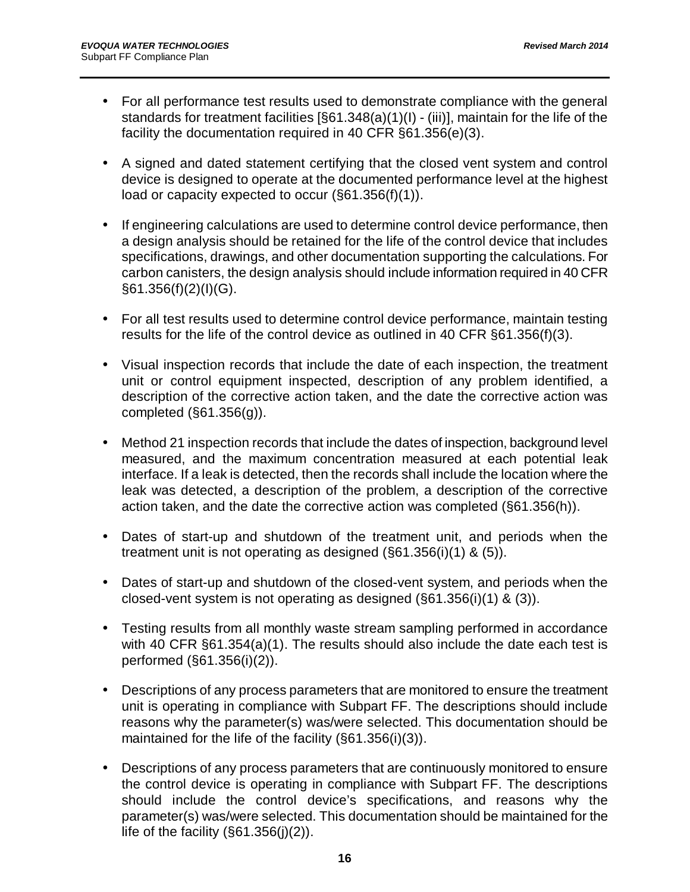- For all performance test results used to demonstrate compliance with the general standards for treatment facilities [§61.348(a)(1)(I) - (iii)], maintain for the life of the facility the documentation required in 40 CFR §61.356(e)(3).

- A signed and dated statement certifying that the closed vent system and control device is designed to operate at the documented performance level at the highest load or capacity expected to occur (§61.356(f)(1)).

- If engineering calculations are used to determine control device performance, then a design analysis should be retained for the life of the control device that includes specifications, drawings, and other documentation supporting the calculations. For carbon canisters, the design analysis should include information required in 40 CFR §61.356(f)(2)(I)(G).

- For all test results used to determine control device performance, maintain testing results for the life of the control device as outlined in 40 CFR §61.356(f)(3).

- Visual inspection records that include the date of each inspection, the treatment unit or control equipment inspected, description of any problem identified, a description of the corrective action taken, and the date the corrective action was completed (§61.356(g)).

- Method 21 inspection records that include the dates of inspection, background level measured, and the maximum concentration measured at each potential leak interface. If a leak is detected, then the records shall include the location where the leak was detected, a description of the problem, a description of the corrective action taken, and the date the corrective action was completed (§61.356(h)).

- Dates of start-up and shutdown of the treatment unit, and periods when the treatment unit is not operating as designed (§61.356(i)(1) & (5)).

- Dates of start-up and shutdown of the closed-vent system, and periods when the closed-vent system is not operating as designed (§61.356(i)(1) & (3)).

- Testing results from all monthly waste stream sampling performed in accordance with 40 CFR §61.354(a)(1). The results should also include the date each test is performed (§61.356(i)(2)).

- Descriptions of any process parameters that are monitored to ensure the treatment unit is operating in compliance with Subpart FF. The descriptions should include reasons why the parameter(s) was/were selected. This documentation should be maintained for the life of the facility (§61.356(i)(3)).

- Descriptions of any process parameters that are continuously monitored to ensure the control device is operating in compliance with Subpart FF. The descriptions should include the control device's specifications, and reasons why the parameter(s) was/were selected. This documentation should be maintained for the life of the facility (§61.356(j)(2)).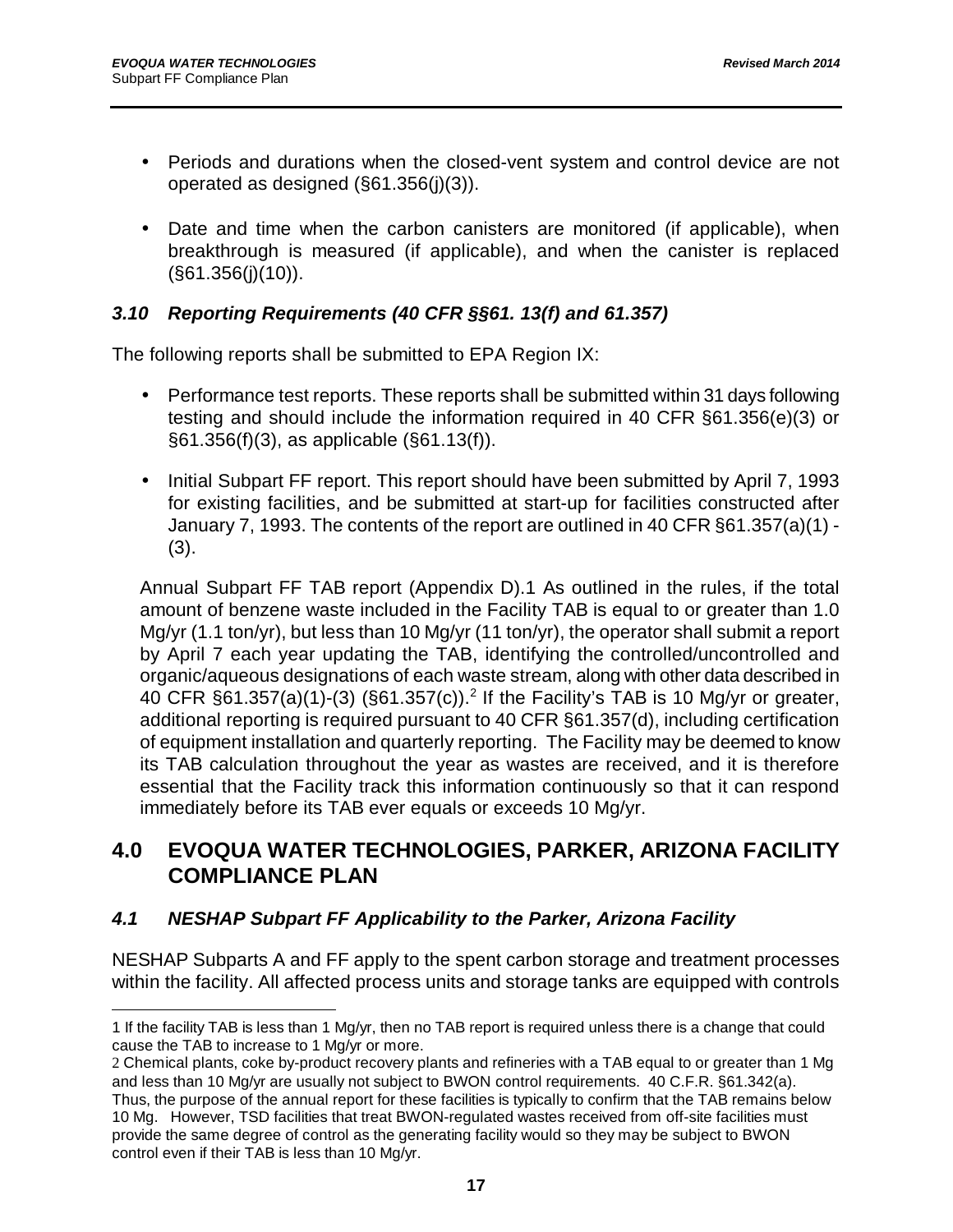- Periods and durations when the closed-vent system and control device are not operated as designed (§61.356(j)(3)).
- Date and time when the carbon canisters are monitored (if applicable), when breakthrough is measured (if applicable), and when the canister is replaced (§61.356(j)(10)).

### *3.10 Reporting Requirements (40 CFR §§61. 13(f) and 61.357)*

The following reports shall be submitted to EPA Region IX:

- Performance test reports. These reports shall be submitted within 31 days following testing and should include the information required in 40 CFR §61.356(e)(3) or §61.356(f)(3), as applicable (§61.13(f)).
- Initial Subpart FF report. This report should have been submitted by April 7, 1993 for existing facilities, and be submitted at start-up for facilities constructed after January 7, 1993. The contents of the report are outlined in 40 CFR §61.357(a)(1) - (3).

Annual Subpart FF TAB report (Appendix D).1 As outlined in the rules, if the total amount of benzene waste included in the Facility TAB is equal to or greater than 1.0 Mg/yr (1.1 ton/yr), but less than 10 Mg/yr (11 ton/yr), the operator shall submit a report by April 7 each year updating the TAB, identifying the controlled/uncontrolled and organic/aqueous designations of each waste stream, along with other data described in 40 CFR §61.357(a)(1)-(3) (§61.357(c)).[2] If the Facility's TAB is 10 Mg/yr or greater, additional reporting is required pursuant to 40 CFR §61.357(d), including certification of equipment installation and quarterly reporting. The Facility may be deemed to know its TAB calculation throughout the year as wastes are received, and it is therefore essential that the Facility track this information continuously so that it can respond immediately before its TAB ever equals or exceeds 10 Mg/yr.

## 4.0 EVOQUA WATER TECHNOLOGIES, PARKER, ARIZONA FACILITY COMPLIANCE PLAN

### *4.1 NESHAP Subpart FF Applicability to the Parker, Arizona Facility*

NESHAP Subparts A and FF apply to the spent carbon storage and treatment processes within the facility. All affected process units and storage tanks are equipped with controls

---

1 If the facility TAB is less than 1 Mg/yr, then no TAB report is required unless there is a change that could cause the TAB to increase to 1 Mg/yr or more.

2 Chemical plants, coke by-product recovery plants and refineries with a TAB equal to or greater than 1 Mg and less than 10 Mg/yr are usually not subject to BWON control requirements. 40 C.F.R. §61.342(a). Thus, the purpose of the annual report for these facilities is typically to confirm that the TAB remains below 10 Mg. However, TSD facilities that treat BWON-regulated wastes received from off-site facilities must provide the same degree of control as the generating facility would so they may be subject to BWON control even if their TAB is less than 10 Mg/yr.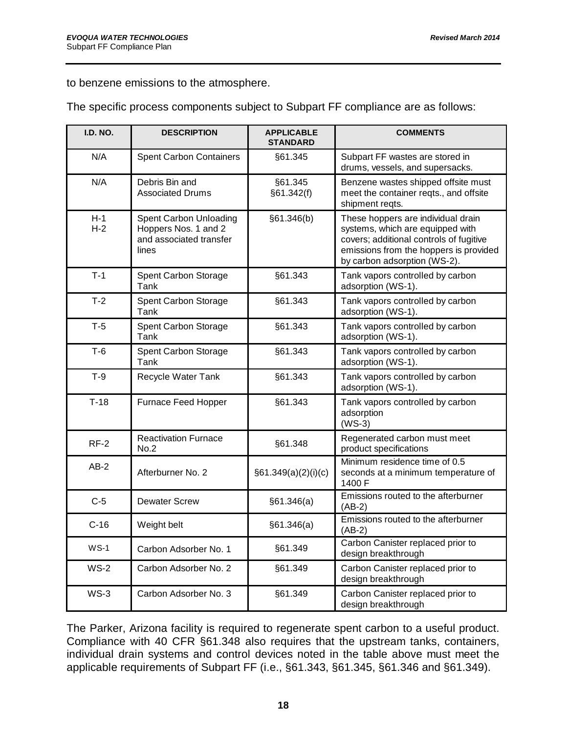to benzene emissions to the atmosphere.

The specific process components subject to Subpart FF compliance are as follows:

| I.D. NO. | DESCRIPTION | APPLICABLE STANDARD | COMMENTS |
|---|---|---|---|
| N/A | Spent Carbon Containers | §61.345 | Subpart FF wastes are stored in drums, vessels, and supersacks. |
| N/A | Debris Bin and Associated Drums | §61.345 §61.342(f) | Benzene wastes shipped offsite must meet the container reqts., and offsite shipment reqts. |
| H-1 H-2 | Spent Carbon Unloading Hoppers Nos. 1 and 2 and associated transfer lines | §61.346(b) | These hoppers are individual drain systems, which are equipped with covers; additional controls of fugitive emissions from the hoppers is provided by carbon adsorption (WS-2). |
| T-1 | Spent Carbon Storage Tank | §61.343 | Tank vapors controlled by carbon adsorption (WS-1). |
| T-2 | Spent Carbon Storage Tank | §61.343 | Tank vapors controlled by carbon adsorption (WS-1). |
| T-5 | Spent Carbon Storage Tank | §61.343 | Tank vapors controlled by carbon adsorption (WS-1). |
| T-6 | Spent Carbon Storage Tank | §61.343 | Tank vapors controlled by carbon adsorption (WS-1). |
| T-9 | Recycle Water Tank | §61.343 | Tank vapors controlled by carbon adsorption (WS-1). |
| T-18 | Furnace Feed Hopper | §61.343 | Tank vapors controlled by carbon adsorption (WS-3) |
| RF-2 | Reactivation Furnace No.2 | §61.348 | Regenerated carbon must meet product specifications |
| AB-2 | Afterburner No. 2 | §61.349(a)(2)(i)(c) | Minimum residence time of 0.5 seconds at a minimum temperature of 1400 F |
| C-5 | Dewater Screw | §61.346(a) | Emissions routed to the afterburner (AB-2) |
| C-16 | Weight belt | §61.346(a) | Emissions routed to the afterburner (AB-2) |
| WS-1 | Carbon Adsorber No. 1 | §61.349 | Carbon Canister replaced prior to design breakthrough |
| WS-2 | Carbon Adsorber No. 2 | §61.349 | Carbon Canister replaced prior to design breakthrough |
| WS-3 | Carbon Adsorber No. 3 | §61.349 | Carbon Canister replaced prior to design breakthrough |

The Parker, Arizona facility is required to regenerate spent carbon to a useful product. Compliance with 40 CFR §61.348 also requires that the upstream tanks, containers, individual drain systems and control devices noted in the table above must meet the applicable requirements of Subpart FF (i.e., §61.343, §61.345, §61.346 and §61.349).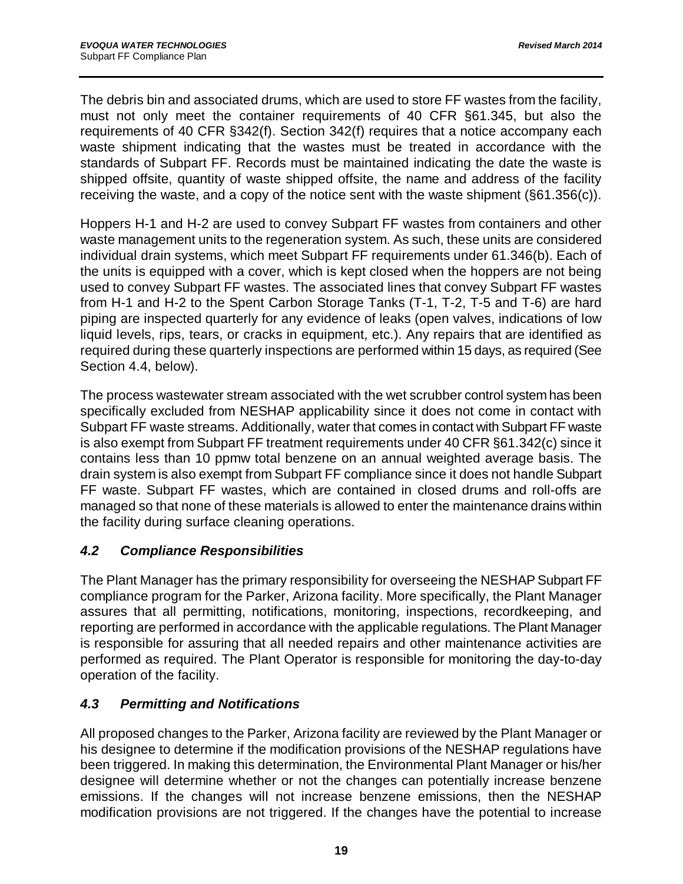The debris bin and associated drums, which are used to store FF wastes from the facility, must not only meet the container requirements of 40 CFR §61.345, but also the requirements of 40 CFR §342(f). Section 342(f) requires that a notice accompany each waste shipment indicating that the wastes must be treated in accordance with the standards of Subpart FF. Records must be maintained indicating the date the waste is shipped offsite, quantity of waste shipped offsite, the name and address of the facility receiving the waste, and a copy of the notice sent with the waste shipment (§61.356(c)).

Hoppers H-1 and H-2 are used to convey Subpart FF wastes from containers and other waste management units to the regeneration system. As such, these units are considered individual drain systems, which meet Subpart FF requirements under 61.346(b). Each of the units is equipped with a cover, which is kept closed when the hoppers are not being used to convey Subpart FF wastes. The associated lines that convey Subpart FF wastes from H-1 and H-2 to the Spent Carbon Storage Tanks (T-1, T-2, T-5 and T-6) are hard piping are inspected quarterly for any evidence of leaks (open valves, indications of low liquid levels, rips, tears, or cracks in equipment, etc.). Any repairs that are identified as required during these quarterly inspections are performed within 15 days, as required (See Section 4.4, below).

The process wastewater stream associated with the wet scrubber control system has been specifically excluded from NESHAP applicability since it does not come in contact with Subpart FF waste streams. Additionally, water that comes in contact with Subpart FF waste is also exempt from Subpart FF treatment requirements under 40 CFR §61.342(c) since it contains less than 10 ppmw total benzene on an annual weighted average basis. The drain system is also exempt from Subpart FF compliance since it does not handle Subpart FF waste. Subpart FF wastes, which are contained in closed drums and roll-offs are managed so that none of these materials is allowed to enter the maintenance drains within the facility during surface cleaning operations.

## *4.2 Compliance Responsibilities*

The Plant Manager has the primary responsibility for overseeing the NESHAP Subpart FF compliance program for the Parker, Arizona facility. More specifically, the Plant Manager assures that all permitting, notifications, monitoring, inspections, recordkeeping, and reporting are performed in accordance with the applicable regulations. The Plant Manager is responsible for assuring that all needed repairs and other maintenance activities are performed as required. The Plant Operator is responsible for monitoring the day-to-day operation of the facility.

## *4.3 Permitting and Notifications*

All proposed changes to the Parker, Arizona facility are reviewed by the Plant Manager or his designee to determine if the modification provisions of the NESHAP regulations have been triggered. In making this determination, the Environmental Plant Manager or his/her designee will determine whether or not the changes can potentially increase benzene emissions. If the changes will not increase benzene emissions, then the NESHAP modification provisions are not triggered. If the changes have the potential to increase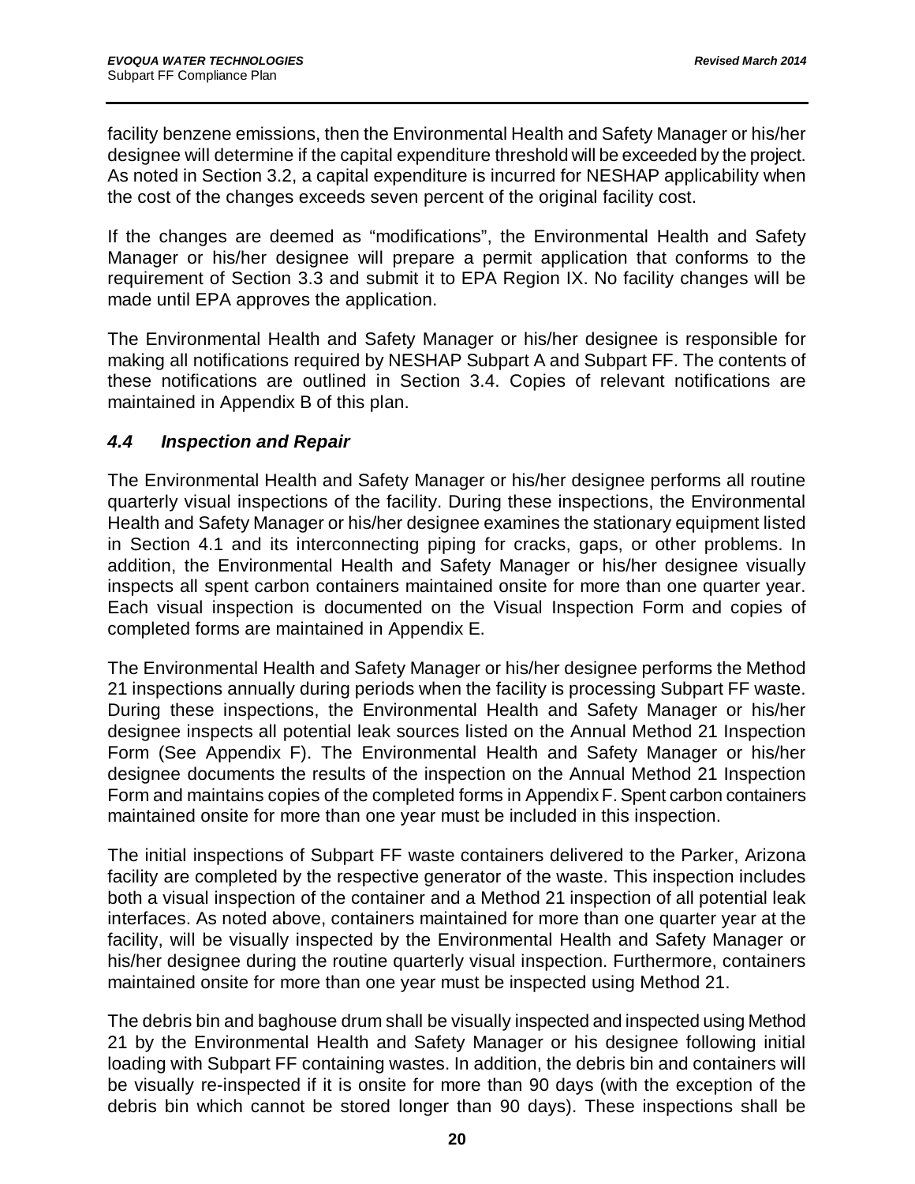facility benzene emissions, then the Environmental Health and Safety Manager or his/her designee will determine if the capital expenditure threshold will be exceeded by the project. As noted in Section 3.2, a capital expenditure is incurred for NESHAP applicability when the cost of the changes exceeds seven percent of the original facility cost.

If the changes are deemed as "modifications", the Environmental Health and Safety Manager or his/her designee will prepare a permit application that conforms to the requirement of Section 3.3 and submit it to EPA Region IX. No facility changes will be made until EPA approves the application.

The Environmental Health and Safety Manager or his/her designee is responsible for making all notifications required by NESHAP Subpart A and Subpart FF. The contents of these notifications are outlined in Section 3.4. Copies of relevant notifications are maintained in Appendix B of this plan.

### *4.4 Inspection and Repair*

The Environmental Health and Safety Manager or his/her designee performs all routine quarterly visual inspections of the facility. During these inspections, the Environmental Health and Safety Manager or his/her designee examines the stationary equipment listed in Section 4.1 and its interconnecting piping for cracks, gaps, or other problems. In addition, the Environmental Health and Safety Manager or his/her designee visually inspects all spent carbon containers maintained onsite for more than one quarter year. Each visual inspection is documented on the Visual Inspection Form and copies of completed forms are maintained in Appendix E.

The Environmental Health and Safety Manager or his/her designee performs the Method 21 inspections annually during periods when the facility is processing Subpart FF waste. During these inspections, the Environmental Health and Safety Manager or his/her designee inspects all potential leak sources listed on the Annual Method 21 Inspection Form (See Appendix F). The Environmental Health and Safety Manager or his/her designee documents the results of the inspection on the Annual Method 21 Inspection Form and maintains copies of the completed forms in Appendix F. Spent carbon containers maintained onsite for more than one year must be included in this inspection.

The initial inspections of Subpart FF waste containers delivered to the Parker, Arizona facility are completed by the respective generator of the waste. This inspection includes both a visual inspection of the container and a Method 21 inspection of all potential leak interfaces. As noted above, containers maintained for more than one quarter year at the facility, will be visually inspected by the Environmental Health and Safety Manager or his/her designee during the routine quarterly visual inspection. Furthermore, containers maintained onsite for more than one year must be inspected using Method 21.

The debris bin and baghouse drum shall be visually inspected and inspected using Method 21 by the Environmental Health and Safety Manager or his designee following initial loading with Subpart FF containing wastes. In addition, the debris bin and containers will be visually re-inspected if it is onsite for more than 90 days (with the exception of the debris bin which cannot be stored longer than 90 days). These inspections shall be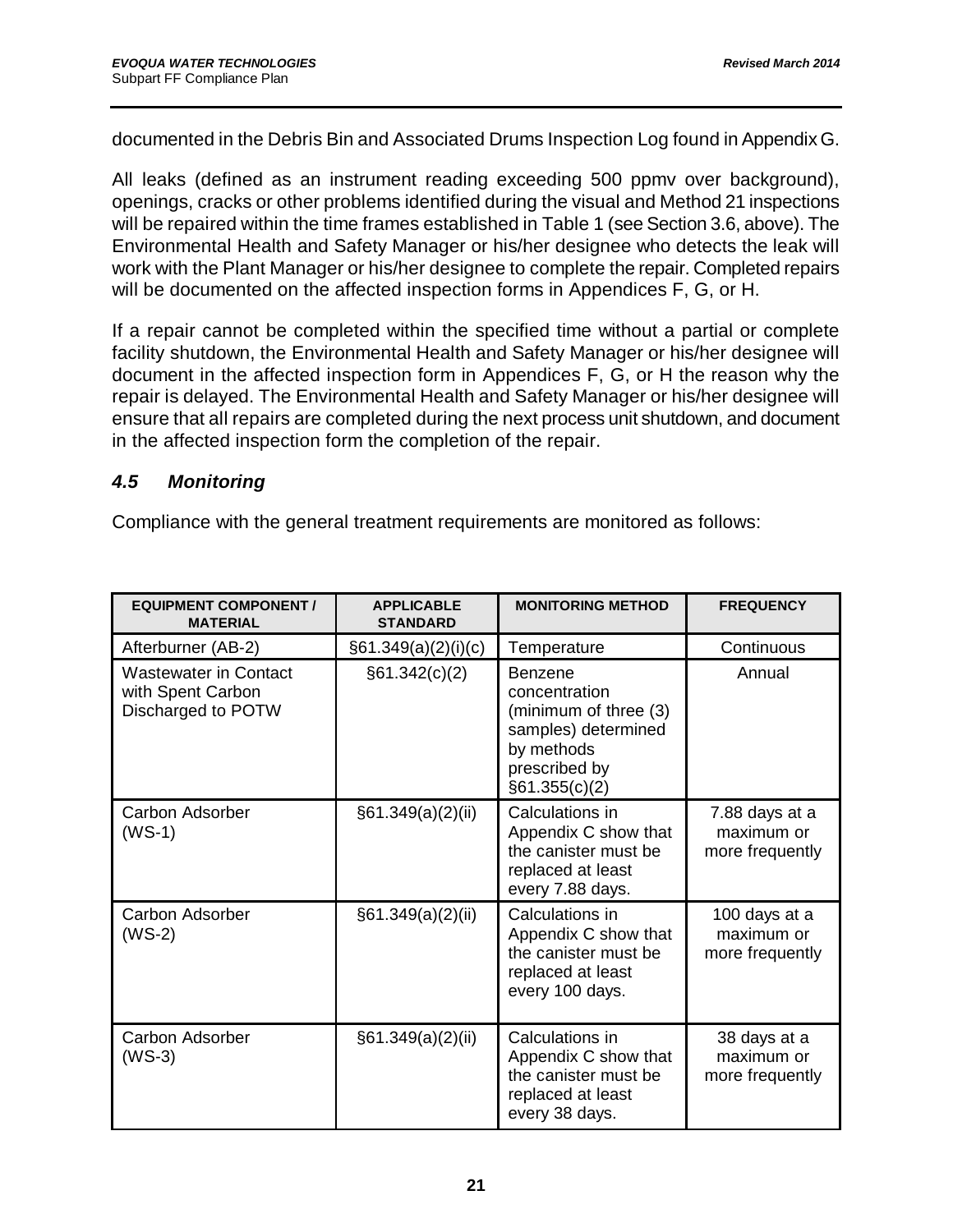documented in the Debris Bin and Associated Drums Inspection Log found in Appendix G.

All leaks (defined as an instrument reading exceeding 500 ppmv over background), openings, cracks or other problems identified during the visual and Method 21 inspections will be repaired within the time frames established in Table 1 (see Section 3.6, above). The Environmental Health and Safety Manager or his/her designee who detects the leak will work with the Plant Manager or his/her designee to complete the repair. Completed repairs will be documented on the affected inspection forms in Appendices F, G, or H.

If a repair cannot be completed within the specified time without a partial or complete facility shutdown, the Environmental Health and Safety Manager or his/her designee will document in the affected inspection form in Appendices F, G, or H the reason why the repair is delayed. The Environmental Health and Safety Manager or his/her designee will ensure that all repairs are completed during the next process unit shutdown, and document in the affected inspection form the completion of the repair.

### *4.5 Monitoring*

Compliance with the general treatment requirements are monitored as follows:

| EQUIPMENT COMPONENT / MATERIAL | APPLICABLE STANDARD | MONITORING METHOD | FREQUENCY |
|---|---|---|---|
| Afterburner (AB-2) | §61.349(a)(2)(i)(c) | Temperature | Continuous |
| Wastewater in Contact with Spent Carbon Discharged to POTW | §61.342(c)(2) | Benzene concentration (minimum of three (3) samples) determined by methods prescribed by §61.355(c)(2) | Annual |
| Carbon Adsorber (WS-1) | §61.349(a)(2)(ii) | Calculations in Appendix C show that the canister must be replaced at least every 7.88 days. | 7.88 days at a maximum or more frequently |
| Carbon Adsorber (WS-2) | §61.349(a)(2)(ii) | Calculations in Appendix C show that the canister must be replaced at least every 100 days. | 100 days at a maximum or more frequently |
| Carbon Adsorber (WS-3) | §61.349(a)(2)(ii) | Calculations in Appendix C show that the canister must be replaced at least every 38 days. | 38 days at a maximum or more frequently |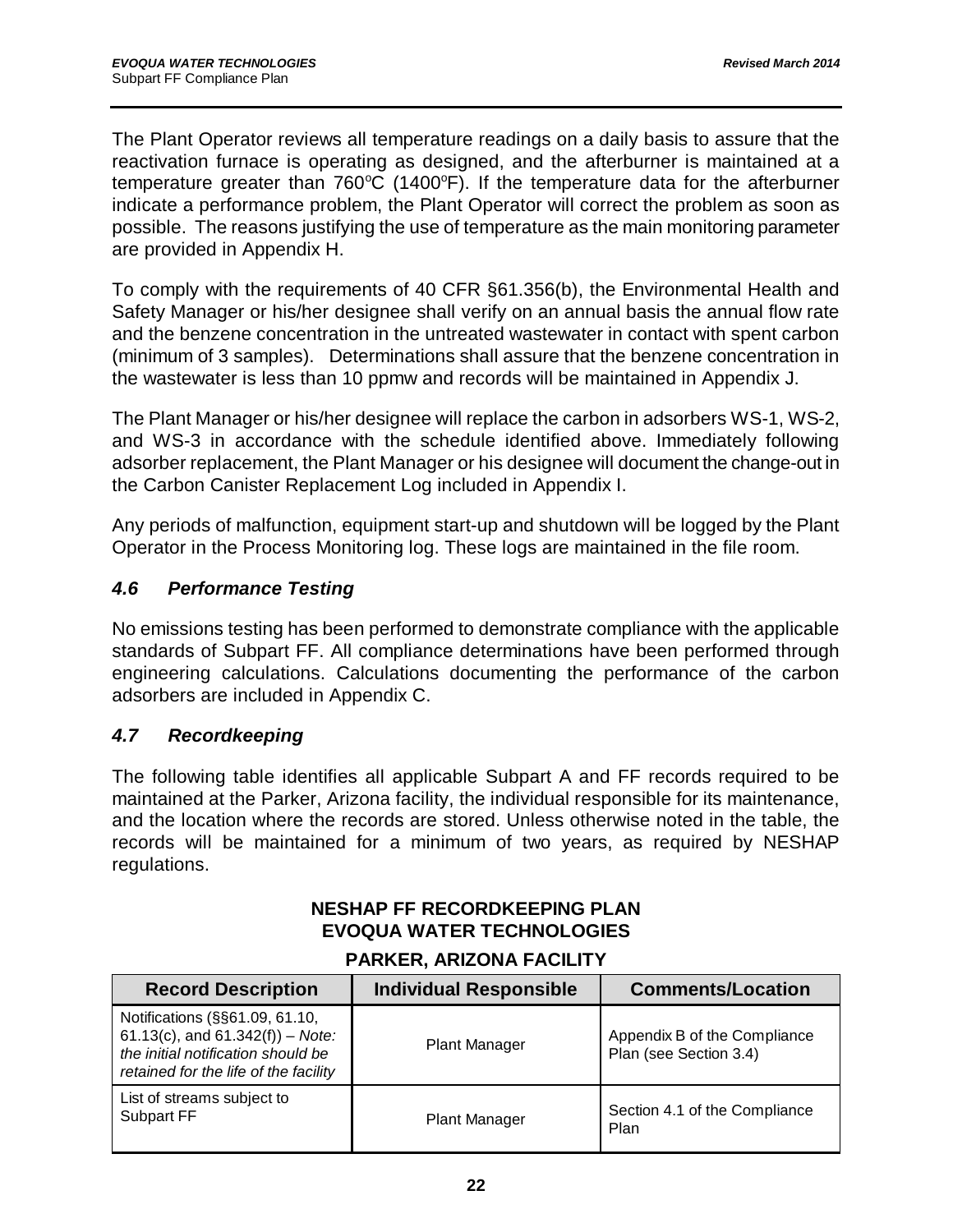The Plant Operator reviews all temperature readings on a daily basis to assure that the reactivation furnace is operating as designed, and the afterburner is maintained at a temperature greater than 760$^{o}$C (1400$^{o}$F). If the temperature data for the afterburner indicate a performance problem, the Plant Operator will correct the problem as soon as possible. The reasons justifying the use of temperature as the main monitoring parameter are provided in Appendix H.

To comply with the requirements of 40 CFR §61.356(b), the Environmental Health and Safety Manager or his/her designee shall verify on an annual basis the annual flow rate and the benzene concentration in the untreated wastewater in contact with spent carbon (minimum of 3 samples). Determinations shall assure that the benzene concentration in the wastewater is less than 10 ppmw and records will be maintained in Appendix J.

The Plant Manager or his/her designee will replace the carbon in adsorbers WS-1, WS-2, and WS-3 in accordance with the schedule identified above. Immediately following adsorber replacement, the Plant Manager or his designee will document the change-out in the Carbon Canister Replacement Log included in Appendix I.

Any periods of malfunction, equipment start-up and shutdown will be logged by the Plant Operator in the Process Monitoring log. These logs are maintained in the file room.

### *4.6 Performance Testing*

No emissions testing has been performed to demonstrate compliance with the applicable standards of Subpart FF. All compliance determinations have been performed through engineering calculations. Calculations documenting the performance of the carbon adsorbers are included in Appendix C.

### *4.7 Recordkeeping*

The following table identifies all applicable Subpart A and FF records required to be maintained at the Parker, Arizona facility, the individual responsible for its maintenance, and the location where the records are stored. Unless otherwise noted in the table, the records will be maintained for a minimum of two years, as required by NESHAP regulations.

**NESHAP FF RECORDKEEPING PLAN**
**EVOQUA WATER TECHNOLOGIES**
**PARKER, ARIZONA FACILITY**

| Record Description | Individual Responsible | Comments/Location |
|---|---|---|
| Notifications (§§61.09, 61.10, 61.13(c), and 61.342(f)) – *Note: the initial notification should be retained for the life of the facility* | Plant Manager | Appendix B of the Compliance Plan (see Section 3.4) |
| List of streams subject to Subpart FF | Plant Manager | Section 4.1 of the Compliance Plan |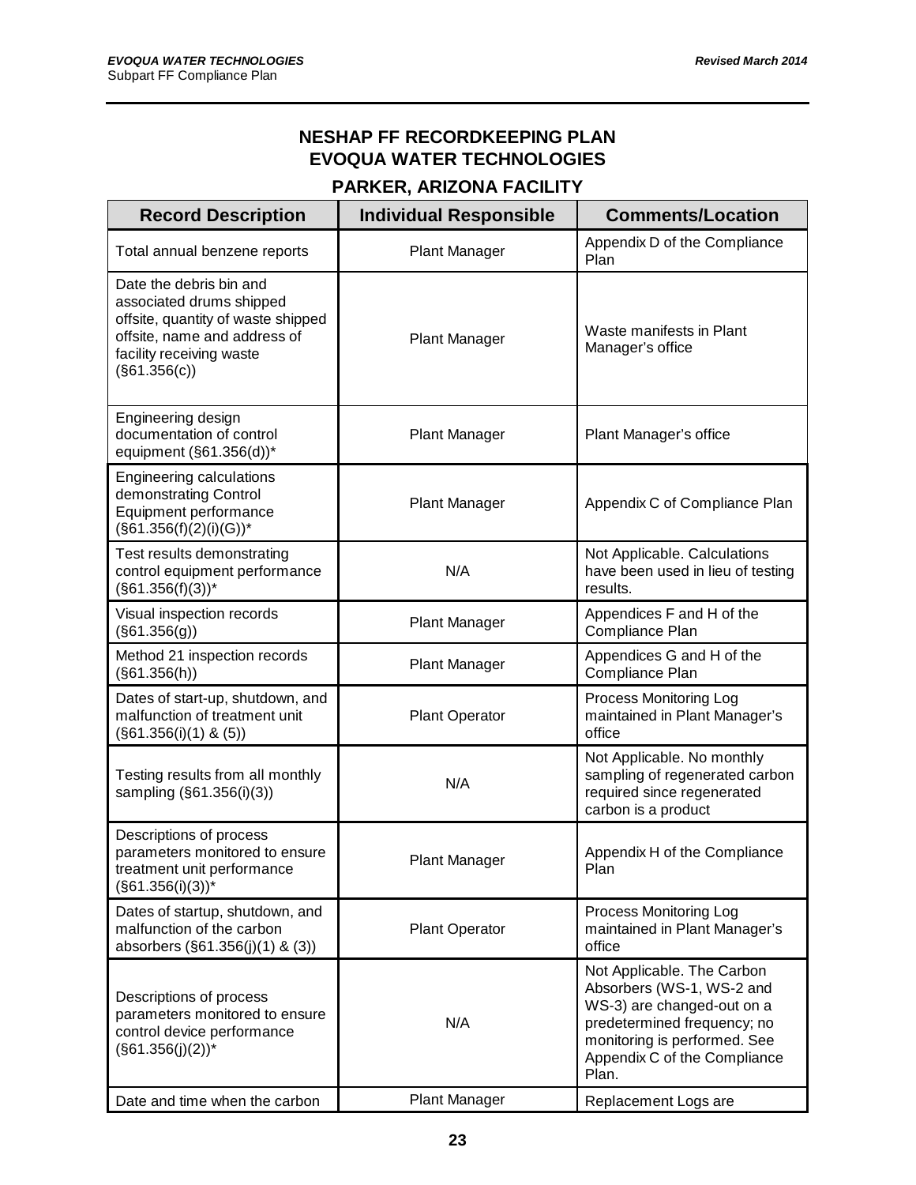## NESHAP FF RECORDKEEPING PLAN
## EVOQUA WATER TECHNOLOGIES
### PARKER, ARIZONA FACILITY

| Record Description | Individual Responsible | Comments/Location |
|---|---|---|
| Total annual benzene reports | Plant Manager | Appendix D of the Compliance Plan |
| Date the debris bin and associated drums shipped offsite, quantity of waste shipped offsite, name and address of facility receiving waste (§61.356(c)) | Plant Manager | Waste manifests in Plant Manager's office |
| Engineering design documentation of control equipment (§61.356(d))* | Plant Manager | Plant Manager's office |
| Engineering calculations demonstrating Control Equipment performance (§61.356(f)(2)(i)(G))* | Plant Manager | Appendix C of Compliance Plan |
| Test results demonstrating control equipment performance (§61.356(f)(3))* | N/A | Not Applicable. Calculations have been used in lieu of testing results. |
| Visual inspection records (§61.356(g)) | Plant Manager | Appendices F and H of the Compliance Plan |
| Method 21 inspection records (§61.356(h)) | Plant Manager | Appendices G and H of the Compliance Plan |
| Dates of start-up, shutdown, and malfunction of treatment unit (§61.356(i)(1) & (5)) | Plant Operator | Process Monitoring Log maintained in Plant Manager's office |
| Testing results from all monthly sampling (§61.356(i)(3)) | N/A | Not Applicable. No monthly sampling of regenerated carbon required since regenerated carbon is a product |
| Descriptions of process parameters monitored to ensure treatment unit performance (§61.356(i)(3))* | Plant Manager | Appendix H of the Compliance Plan |
| Dates of startup, shutdown, and malfunction of the carbon absorbers (§61.356(j)(1) & (3)) | Plant Operator | Process Monitoring Log maintained in Plant Manager's office |
| Descriptions of process parameters monitored to ensure control device performance (§61.356(j)(2))* | N/A | Not Applicable. The Carbon Absorbers (WS-1, WS-2 and WS-3) are changed-out on a predetermined frequency; no monitoring is performed. See Appendix C of the Compliance Plan. |
| Date and time when the carbon | Plant Manager | Replacement Logs are |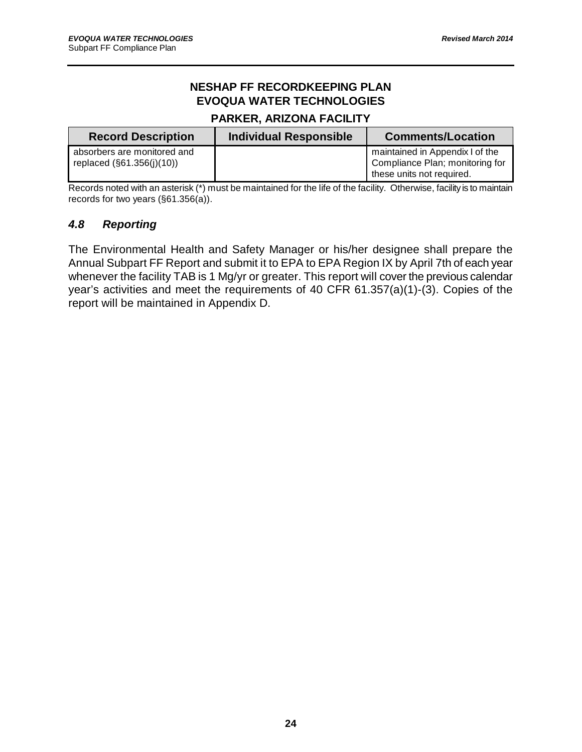## NESHAP FF RECORDKEEPING PLAN
## EVOQUA WATER TECHNOLOGIES
### PARKER, ARIZONA FACILITY

| Record Description | Individual Responsible | Comments/Location |
|---|---|---|
| absorbers are monitored and replaced (§61.356(j)(10)) | | maintained in Appendix I of the Compliance Plan; monitoring for these units not required. |

Records noted with an asterisk (*) must be maintained for the life of the facility. Otherwise, facility is to maintain records for two years (§61.356(a)).

### *4.8 Reporting*

The Environmental Health and Safety Manager or his/her designee shall prepare the Annual Subpart FF Report and submit it to EPA to EPA Region IX by April 7th of each year whenever the facility TAB is 1 Mg/yr or greater. This report will cover the previous calendar year's activities and meet the requirements of 40 CFR 61.357(a)(1)-(3). Copies of the report will be maintained in Appendix D.